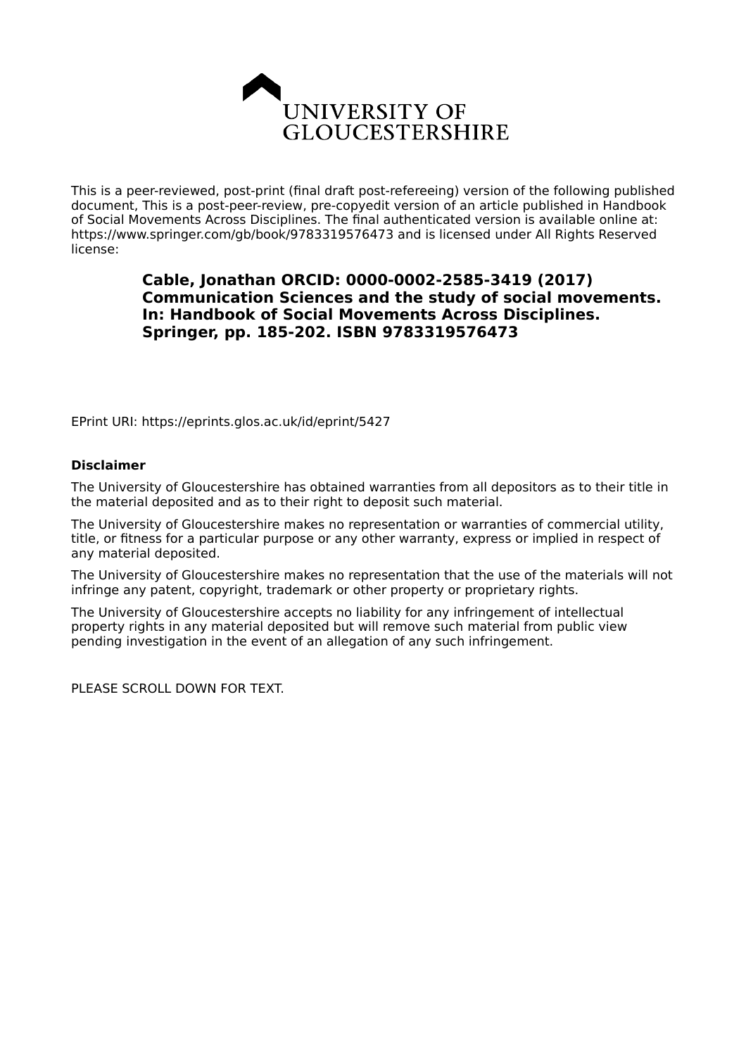UNIVERSITY OF GLOUCESTERSHIRE

This is a peer-reviewed, post-print (final draft post-refereeing) version of the following published document, This is a post-peer-review, pre-copyedit version of an article published in Handbook of Social Movements Across Disciplines. The final authenticated version is available online at: https://www.springer.com/gb/book/9783319576473 and is licensed under All Rights Reserved license:

**Cable, Jonathan ORCID: 0000-0002-2585-3419 (2017) Communication Sciences and the study of social movements. In: Handbook of Social Movements Across Disciplines. Springer, pp. 185-202. ISBN 9783319576473**

EPrint URI: https://eprints.glos.ac.uk/id/eprint/5427

**Disclaimer**

The University of Gloucestershire has obtained warranties from all depositors as to their title in the material deposited and as to their right to deposit such material.

The University of Gloucestershire makes no representation or warranties of commercial utility, title, or fitness for a particular purpose or any other warranty, express or implied in respect of any material deposited.

The University of Gloucestershire makes no representation that the use of the materials will not infringe any patent, copyright, trademark or other property or proprietary rights.

The University of Gloucestershire accepts no liability for any infringement of intellectual property rights in any material deposited but will remove such material from public view pending investigation in the event of an allegation of any such infringement.

PLEASE SCROLL DOWN FOR TEXT.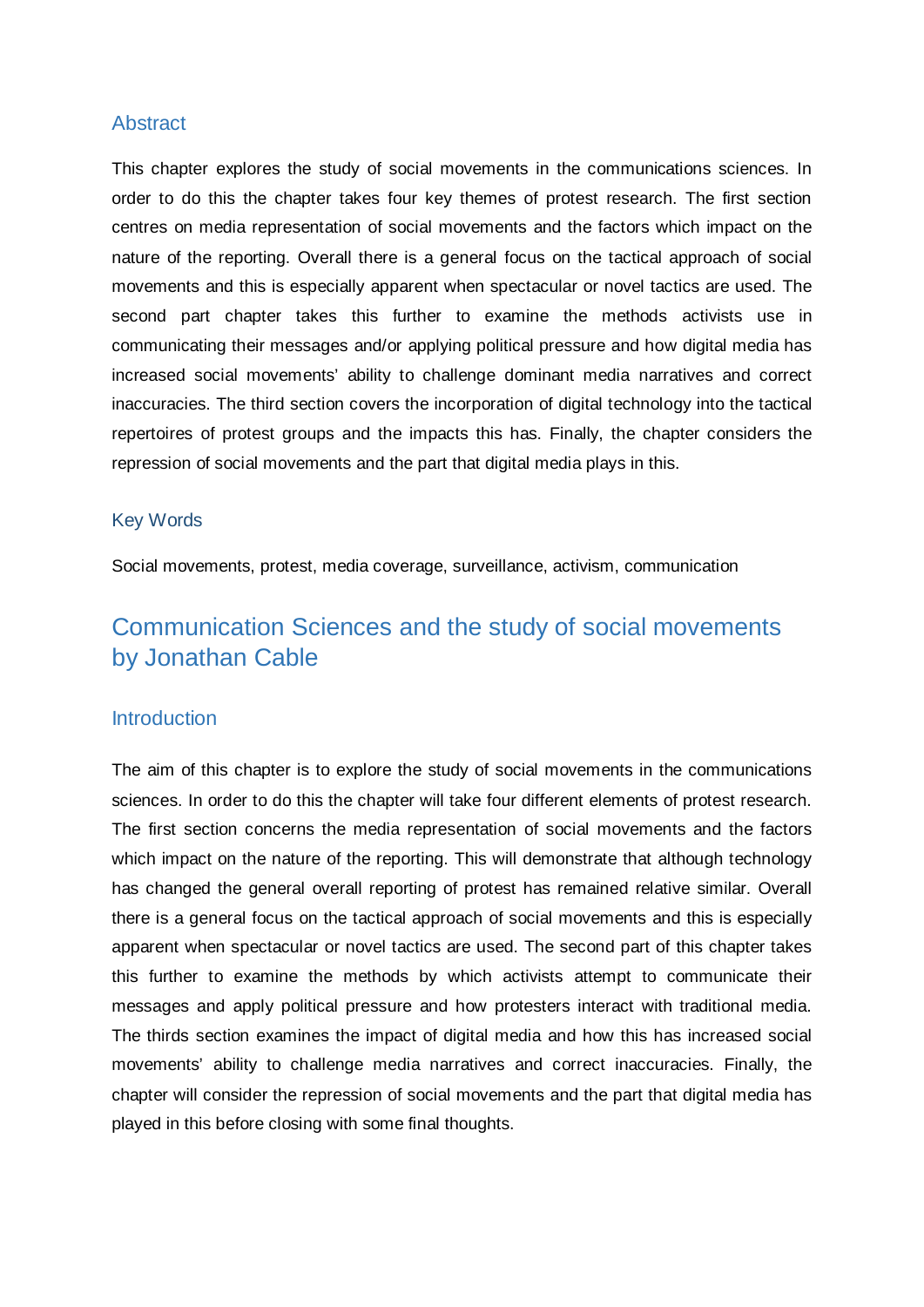## Abstract

This chapter explores the study of social movements in the communications sciences. In order to do this the chapter takes four key themes of protest research. The first section centres on media representation of social movements and the factors which impact on the nature of the reporting. Overall there is a general focus on the tactical approach of social movements and this is especially apparent when spectacular or novel tactics are used. The second part chapter takes this further to examine the methods activists use in communicating their messages and/or applying political pressure and how digital media has increased social movements' ability to challenge dominant media narratives and correct inaccuracies. The third section covers the incorporation of digital technology into the tactical repertoires of protest groups and the impacts this has. Finally, the chapter considers the repression of social movements and the part that digital media plays in this.

## Key Words

Social movements, protest, media coverage, surveillance, activism, communication

# Communication Sciences and the study of social movements by Jonathan Cable

## Introduction

The aim of this chapter is to explore the study of social movements in the communications sciences. In order to do this the chapter will take four different elements of protest research. The first section concerns the media representation of social movements and the factors which impact on the nature of the reporting. This will demonstrate that although technology has changed the general overall reporting of protest has remained relative similar. Overall there is a general focus on the tactical approach of social movements and this is especially apparent when spectacular or novel tactics are used. The second part of this chapter takes this further to examine the methods by which activists attempt to communicate their messages and apply political pressure and how protesters interact with traditional media. The thirds section examines the impact of digital media and how this has increased social movements' ability to challenge media narratives and correct inaccuracies. Finally, the chapter will consider the repression of social movements and the part that digital media has played in this before closing with some final thoughts.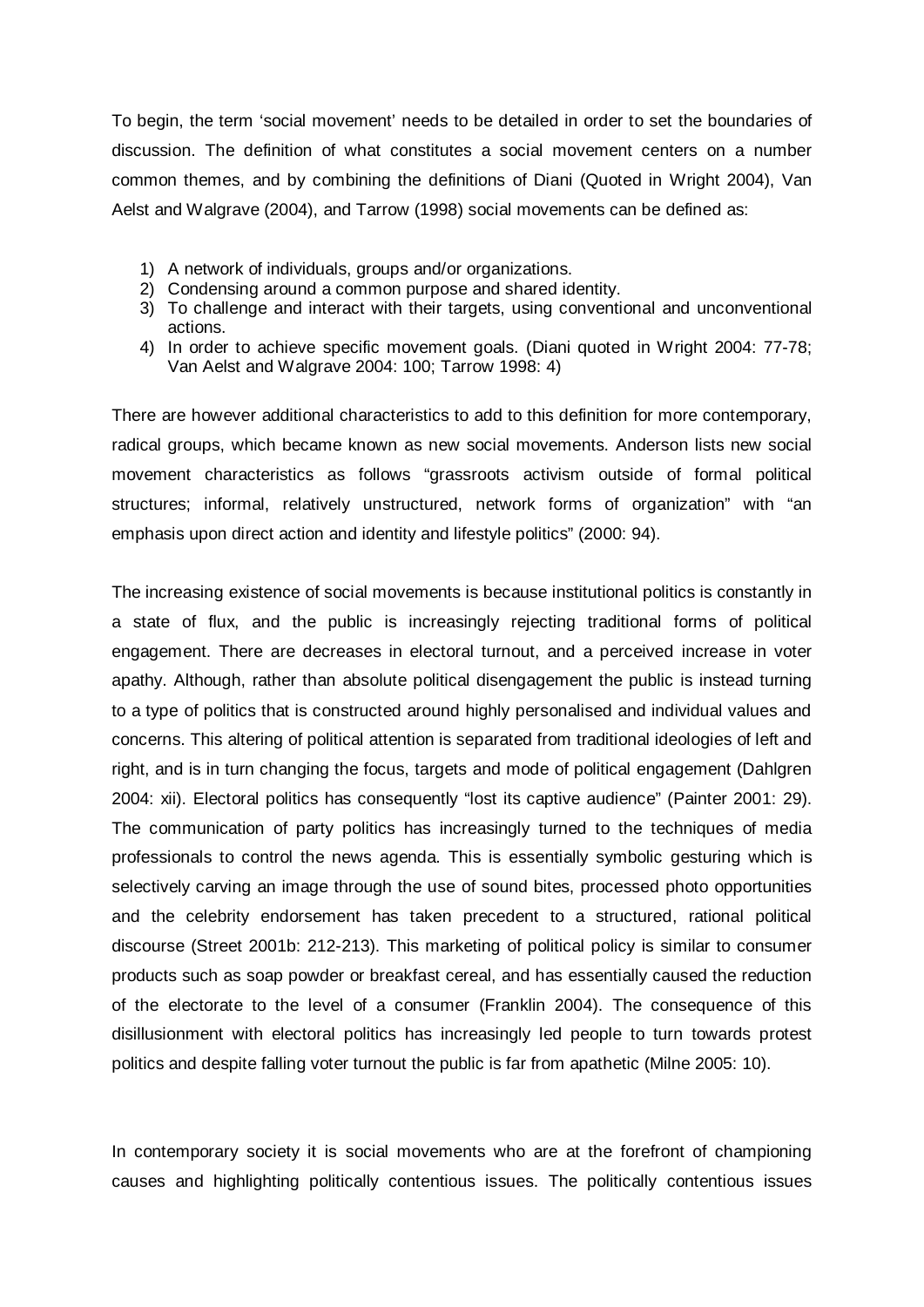To begin, the term 'social movement' needs to be detailed in order to set the boundaries of discussion. The definition of what constitutes a social movement centers on a number common themes, and by combining the definitions of Diani (Quoted in Wright 2004), Van Aelst and Walgrave (2004), and Tarrow (1998) social movements can be defined as:

1) A network of individuals, groups and/or organizations.
2) Condensing around a common purpose and shared identity.
3) To challenge and interact with their targets, using conventional and unconventional actions.
4) In order to achieve specific movement goals. (Diani quoted in Wright 2004: 77-78; Van Aelst and Walgrave 2004: 100; Tarrow 1998: 4)

There are however additional characteristics to add to this definition for more contemporary, radical groups, which became known as new social movements. Anderson lists new social movement characteristics as follows "grassroots activism outside of formal political structures; informal, relatively unstructured, network forms of organization" with "an emphasis upon direct action and identity and lifestyle politics" (2000: 94).

The increasing existence of social movements is because institutional politics is constantly in a state of flux, and the public is increasingly rejecting traditional forms of political engagement. There are decreases in electoral turnout, and a perceived increase in voter apathy. Although, rather than absolute political disengagement the public is instead turning to a type of politics that is constructed around highly personalised and individual values and concerns. This altering of political attention is separated from traditional ideologies of left and right, and is in turn changing the focus, targets and mode of political engagement (Dahlgren 2004: xii). Electoral politics has consequently "lost its captive audience" (Painter 2001: 29). The communication of party politics has increasingly turned to the techniques of media professionals to control the news agenda. This is essentially symbolic gesturing which is selectively carving an image through the use of sound bites, processed photo opportunities and the celebrity endorsement has taken precedent to a structured, rational political discourse (Street 2001b: 212-213). This marketing of political policy is similar to consumer products such as soap powder or breakfast cereal, and has essentially caused the reduction of the electorate to the level of a consumer (Franklin 2004). The consequence of this disillusionment with electoral politics has increasingly led people to turn towards protest politics and despite falling voter turnout the public is far from apathetic (Milne 2005: 10).

In contemporary society it is social movements who are at the forefront of championing causes and highlighting politically contentious issues. The politically contentious issues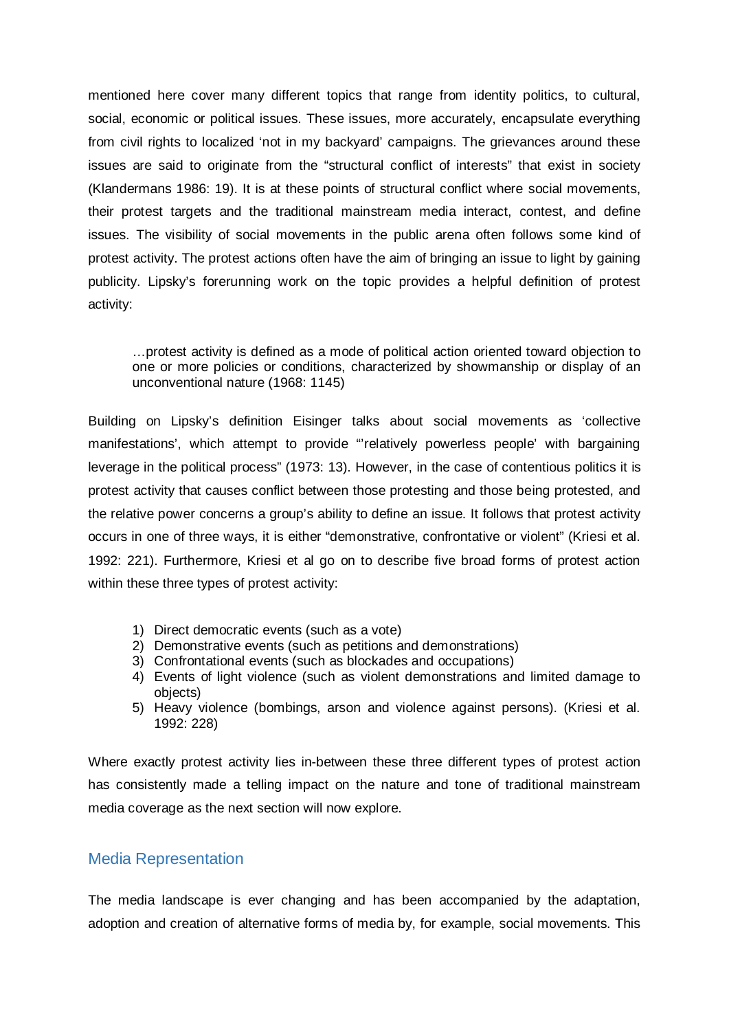mentioned here cover many different topics that range from identity politics, to cultural, social, economic or political issues. These issues, more accurately, encapsulate everything from civil rights to localized 'not in my backyard' campaigns. The grievances around these issues are said to originate from the "structural conflict of interests" that exist in society (Klandermans 1986: 19). It is at these points of structural conflict where social movements, their protest targets and the traditional mainstream media interact, contest, and define issues. The visibility of social movements in the public arena often follows some kind of protest activity. The protest actions often have the aim of bringing an issue to light by gaining publicity. Lipsky's forerunning work on the topic provides a helpful definition of protest activity:

> …protest activity is defined as a mode of political action oriented toward objection to one or more policies or conditions, characterized by showmanship or display of an unconventional nature (1968: 1145)

Building on Lipsky's definition Eisinger talks about social movements as 'collective manifestations', which attempt to provide "'relatively powerless people' with bargaining leverage in the political process" (1973: 13). However, in the case of contentious politics it is protest activity that causes conflict between those protesting and those being protested, and the relative power concerns a group's ability to define an issue. It follows that protest activity occurs in one of three ways, it is either "demonstrative, confrontative or violent" (Kriesi et al. 1992: 221). Furthermore, Kriesi et al go on to describe five broad forms of protest action within these three types of protest activity:

1) Direct democratic events (such as a vote)
2) Demonstrative events (such as petitions and demonstrations)
3) Confrontational events (such as blockades and occupations)
4) Events of light violence (such as violent demonstrations and limited damage to objects)
5) Heavy violence (bombings, arson and violence against persons). (Kriesi et al. 1992: 228)

Where exactly protest activity lies in-between these three different types of protest action has consistently made a telling impact on the nature and tone of traditional mainstream media coverage as the next section will now explore.

## Media Representation

The media landscape is ever changing and has been accompanied by the adaptation, adoption and creation of alternative forms of media by, for example, social movements. This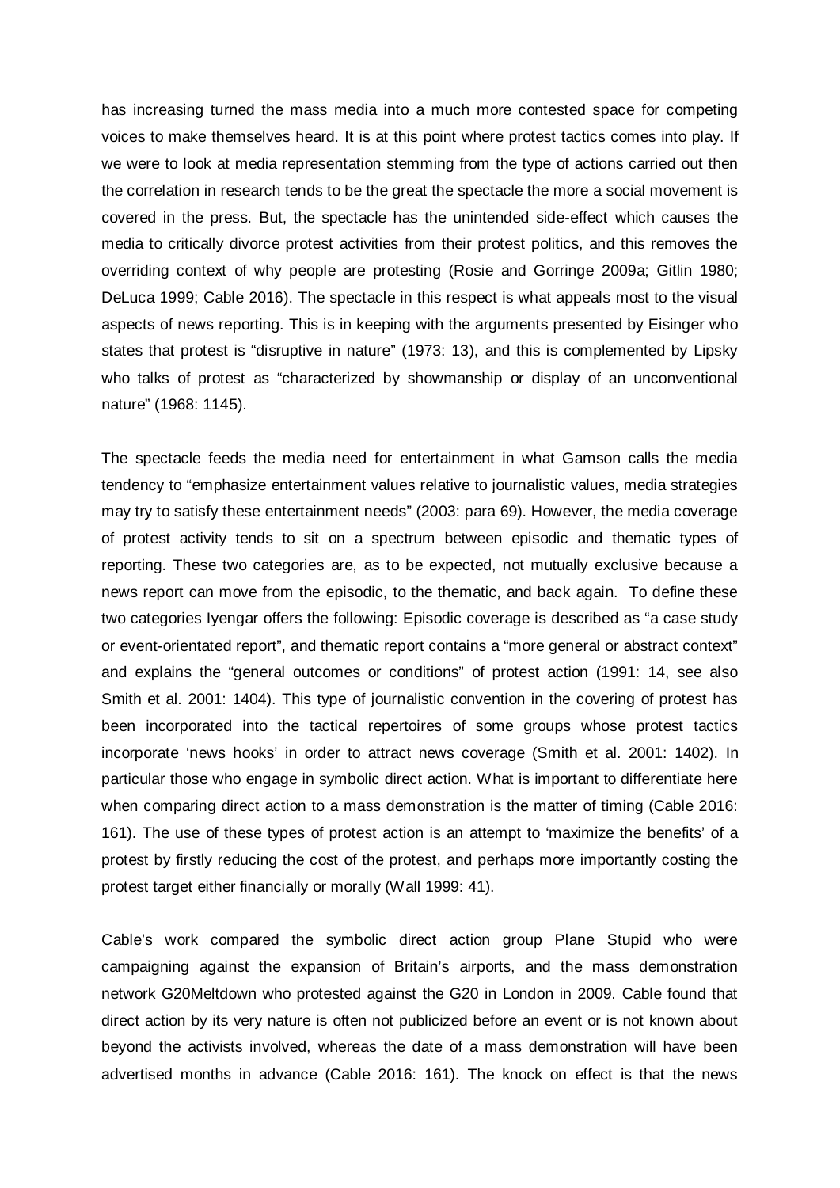has increasing turned the mass media into a much more contested space for competing voices to make themselves heard. It is at this point where protest tactics comes into play. If we were to look at media representation stemming from the type of actions carried out then the correlation in research tends to be the great the spectacle the more a social movement is covered in the press. But, the spectacle has the unintended side-effect which causes the media to critically divorce protest activities from their protest politics, and this removes the overriding context of why people are protesting (Rosie and Gorringe 2009a; Gitlin 1980; DeLuca 1999; Cable 2016). The spectacle in this respect is what appeals most to the visual aspects of news reporting. This is in keeping with the arguments presented by Eisinger who states that protest is "disruptive in nature" (1973: 13), and this is complemented by Lipsky who talks of protest as "characterized by showmanship or display of an unconventional nature" (1968: 1145).

The spectacle feeds the media need for entertainment in what Gamson calls the media tendency to "emphasize entertainment values relative to journalistic values, media strategies may try to satisfy these entertainment needs" (2003: para 69). However, the media coverage of protest activity tends to sit on a spectrum between episodic and thematic types of reporting. These two categories are, as to be expected, not mutually exclusive because a news report can move from the episodic, to the thematic, and back again. To define these two categories Iyengar offers the following: Episodic coverage is described as "a case study or event-orientated report", and thematic report contains a "more general or abstract context" and explains the "general outcomes or conditions" of protest action (1991: 14, see also Smith et al. 2001: 1404). This type of journalistic convention in the covering of protest has been incorporated into the tactical repertoires of some groups whose protest tactics incorporate 'news hooks' in order to attract news coverage (Smith et al. 2001: 1402). In particular those who engage in symbolic direct action. What is important to differentiate here when comparing direct action to a mass demonstration is the matter of timing (Cable 2016: 161). The use of these types of protest action is an attempt to 'maximize the benefits' of a protest by firstly reducing the cost of the protest, and perhaps more importantly costing the protest target either financially or morally (Wall 1999: 41).

Cable's work compared the symbolic direct action group Plane Stupid who were campaigning against the expansion of Britain's airports, and the mass demonstration network G20Meltdown who protested against the G20 in London in 2009. Cable found that direct action by its very nature is often not publicized before an event or is not known about beyond the activists involved, whereas the date of a mass demonstration will have been advertised months in advance (Cable 2016: 161). The knock on effect is that the news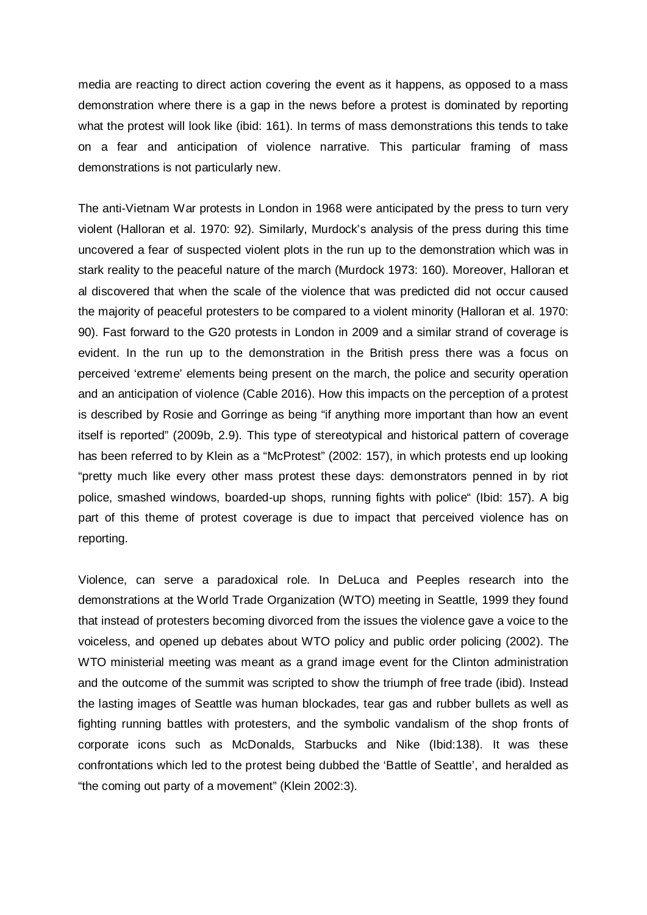media are reacting to direct action covering the event as it happens, as opposed to a mass demonstration where there is a gap in the news before a protest is dominated by reporting what the protest will look like (ibid: 161). In terms of mass demonstrations this tends to take on a fear and anticipation of violence narrative. This particular framing of mass demonstrations is not particularly new.

The anti-Vietnam War protests in London in 1968 were anticipated by the press to turn very violent (Halloran et al. 1970: 92). Similarly, Murdock's analysis of the press during this time uncovered a fear of suspected violent plots in the run up to the demonstration which was in stark reality to the peaceful nature of the march (Murdock 1973: 160). Moreover, Halloran et al discovered that when the scale of the violence that was predicted did not occur caused the majority of peaceful protesters to be compared to a violent minority (Halloran et al. 1970: 90). Fast forward to the G20 protests in London in 2009 and a similar strand of coverage is evident. In the run up to the demonstration in the British press there was a focus on perceived 'extreme' elements being present on the march, the police and security operation and an anticipation of violence (Cable 2016). How this impacts on the perception of a protest is described by Rosie and Gorringe as being "if anything more important than how an event itself is reported" (2009b, 2.9). This type of stereotypical and historical pattern of coverage has been referred to by Klein as a "McProtest" (2002: 157), in which protests end up looking "pretty much like every other mass protest these days: demonstrators penned in by riot police, smashed windows, boarded-up shops, running fights with police" (Ibid: 157). A big part of this theme of protest coverage is due to impact that perceived violence has on reporting.

Violence, can serve a paradoxical role. In DeLuca and Peeples research into the demonstrations at the World Trade Organization (WTO) meeting in Seattle, 1999 they found that instead of protesters becoming divorced from the issues the violence gave a voice to the voiceless, and opened up debates about WTO policy and public order policing (2002). The WTO ministerial meeting was meant as a grand image event for the Clinton administration and the outcome of the summit was scripted to show the triumph of free trade (ibid). Instead the lasting images of Seattle was human blockades, tear gas and rubber bullets as well as fighting running battles with protesters, and the symbolic vandalism of the shop fronts of corporate icons such as McDonalds, Starbucks and Nike (Ibid:138). It was these confrontations which led to the protest being dubbed the 'Battle of Seattle', and heralded as "the coming out party of a movement" (Klein 2002:3).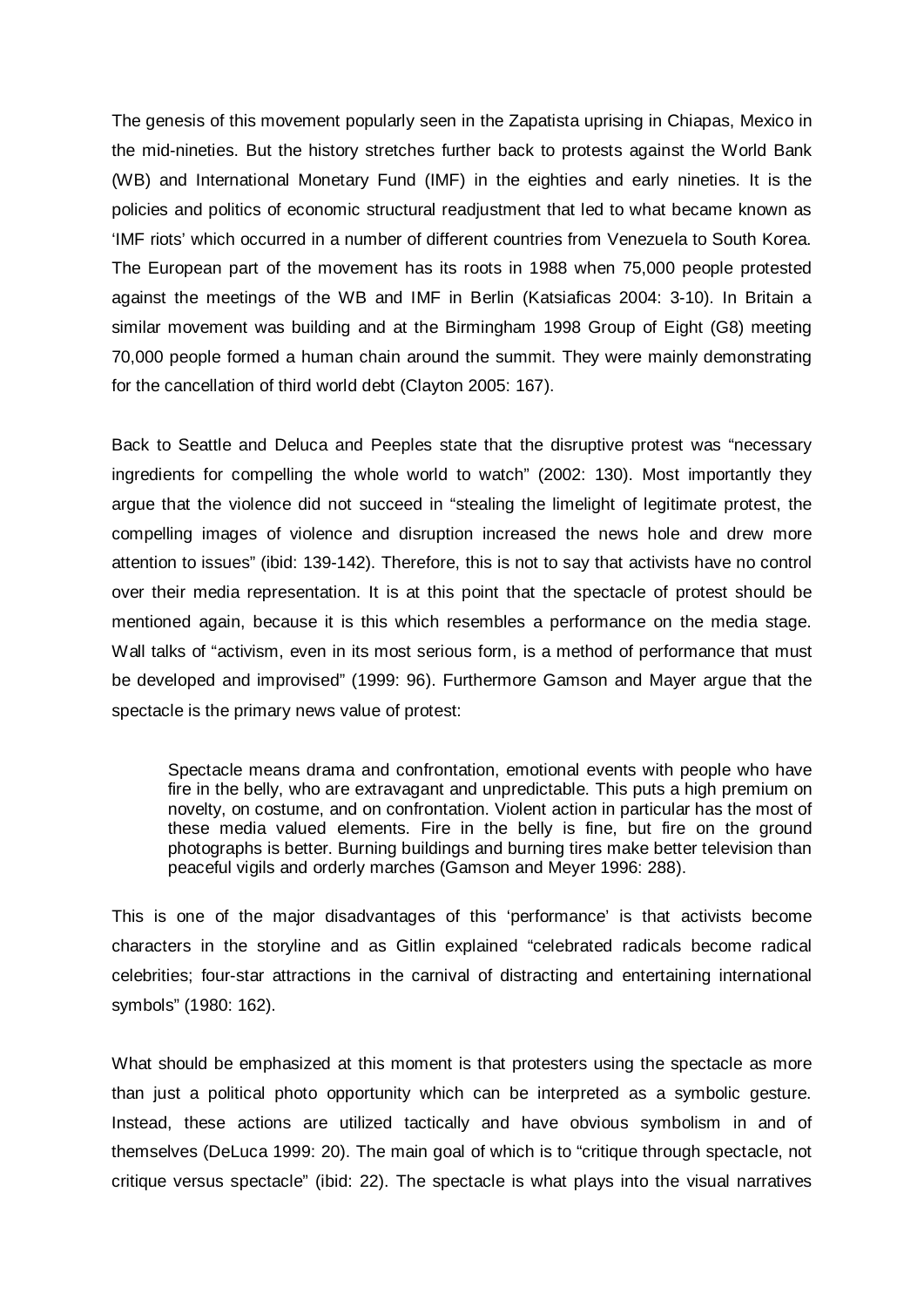The genesis of this movement popularly seen in the Zapatista uprising in Chiapas, Mexico in the mid-nineties. But the history stretches further back to protests against the World Bank (WB) and International Monetary Fund (IMF) in the eighties and early nineties. It is the policies and politics of economic structural readjustment that led to what became known as 'IMF riots' which occurred in a number of different countries from Venezuela to South Korea. The European part of the movement has its roots in 1988 when 75,000 people protested against the meetings of the WB and IMF in Berlin (Katsiaficas 2004: 3-10). In Britain a similar movement was building and at the Birmingham 1998 Group of Eight (G8) meeting 70,000 people formed a human chain around the summit. They were mainly demonstrating for the cancellation of third world debt (Clayton 2005: 167).

Back to Seattle and Deluca and Peeples state that the disruptive protest was "necessary ingredients for compelling the whole world to watch" (2002: 130). Most importantly they argue that the violence did not succeed in "stealing the limelight of legitimate protest, the compelling images of violence and disruption increased the news hole and drew more attention to issues" (ibid: 139-142). Therefore, this is not to say that activists have no control over their media representation. It is at this point that the spectacle of protest should be mentioned again, because it is this which resembles a performance on the media stage. Wall talks of "activism, even in its most serious form, is a method of performance that must be developed and improvised" (1999: 96). Furthermore Gamson and Mayer argue that the spectacle is the primary news value of protest:

> Spectacle means drama and confrontation, emotional events with people who have fire in the belly, who are extravagant and unpredictable. This puts a high premium on novelty, on costume, and on confrontation. Violent action in particular has the most of these media valued elements. Fire in the belly is fine, but fire on the ground photographs is better. Burning buildings and burning tires make better television than peaceful vigils and orderly marches (Gamson and Meyer 1996: 288).

This is one of the major disadvantages of this 'performance' is that activists become characters in the storyline and as Gitlin explained "celebrated radicals become radical celebrities; four-star attractions in the carnival of distracting and entertaining international symbols" (1980: 162).

What should be emphasized at this moment is that protesters using the spectacle as more than just a political photo opportunity which can be interpreted as a symbolic gesture. Instead, these actions are utilized tactically and have obvious symbolism in and of themselves (DeLuca 1999: 20). The main goal of which is to "critique through spectacle, not critique versus spectacle" (ibid: 22). The spectacle is what plays into the visual narratives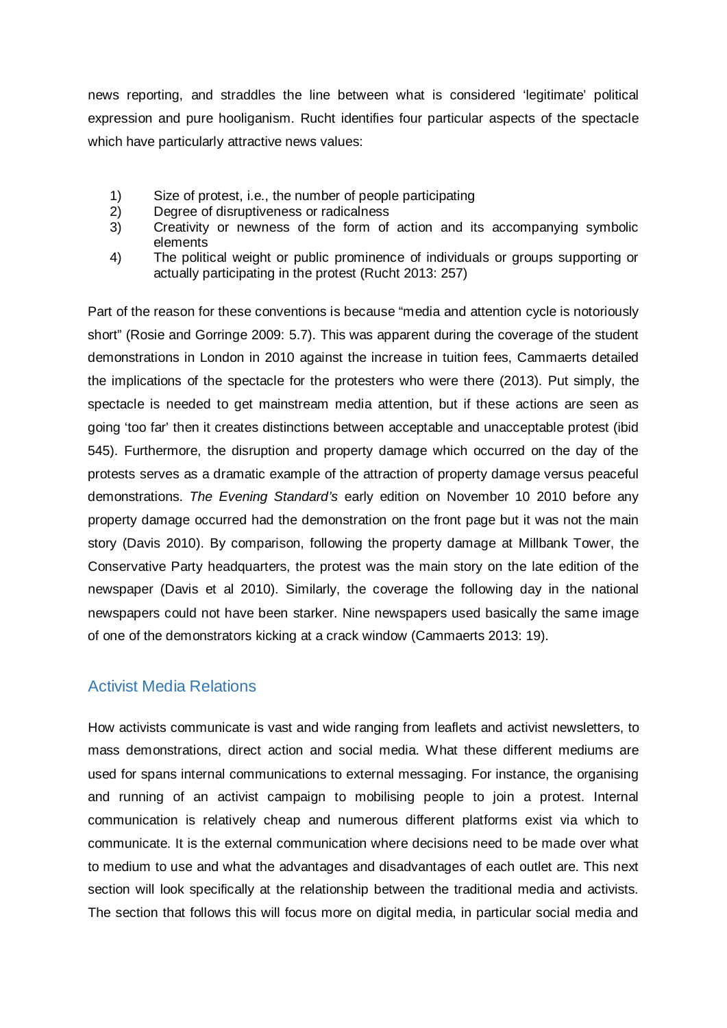news reporting, and straddles the line between what is considered 'legitimate' political expression and pure hooliganism. Rucht identifies four particular aspects of the spectacle which have particularly attractive news values:

1) Size of protest, i.e., the number of people participating
2) Degree of disruptiveness or radicalness
3) Creativity or newness of the form of action and its accompanying symbolic elements
4) The political weight or public prominence of individuals or groups supporting or actually participating in the protest (Rucht 2013: 257)

Part of the reason for these conventions is because "media and attention cycle is notoriously short" (Rosie and Gorringe 2009: 5.7). This was apparent during the coverage of the student demonstrations in London in 2010 against the increase in tuition fees, Cammaerts detailed the implications of the spectacle for the protesters who were there (2013). Put simply, the spectacle is needed to get mainstream media attention, but if these actions are seen as going 'too far' then it creates distinctions between acceptable and unacceptable protest (ibid 545). Furthermore, the disruption and property damage which occurred on the day of the protests serves as a dramatic example of the attraction of property damage versus peaceful demonstrations. *The Evening Standard's* early edition on November 10 2010 before any property damage occurred had the demonstration on the front page but it was not the main story (Davis 2010). By comparison, following the property damage at Millbank Tower, the Conservative Party headquarters, the protest was the main story on the late edition of the newspaper (Davis et al 2010). Similarly, the coverage the following day in the national newspapers could not have been starker. Nine newspapers used basically the same image of one of the demonstrators kicking at a crack window (Cammaerts 2013: 19).

## Activist Media Relations

How activists communicate is vast and wide ranging from leaflets and activist newsletters, to mass demonstrations, direct action and social media. What these different mediums are used for spans internal communications to external messaging. For instance, the organising and running of an activist campaign to mobilising people to join a protest. Internal communication is relatively cheap and numerous different platforms exist via which to communicate. It is the external communication where decisions need to be made over what to medium to use and what the advantages and disadvantages of each outlet are. This next section will look specifically at the relationship between the traditional media and activists. The section that follows this will focus more on digital media, in particular social media and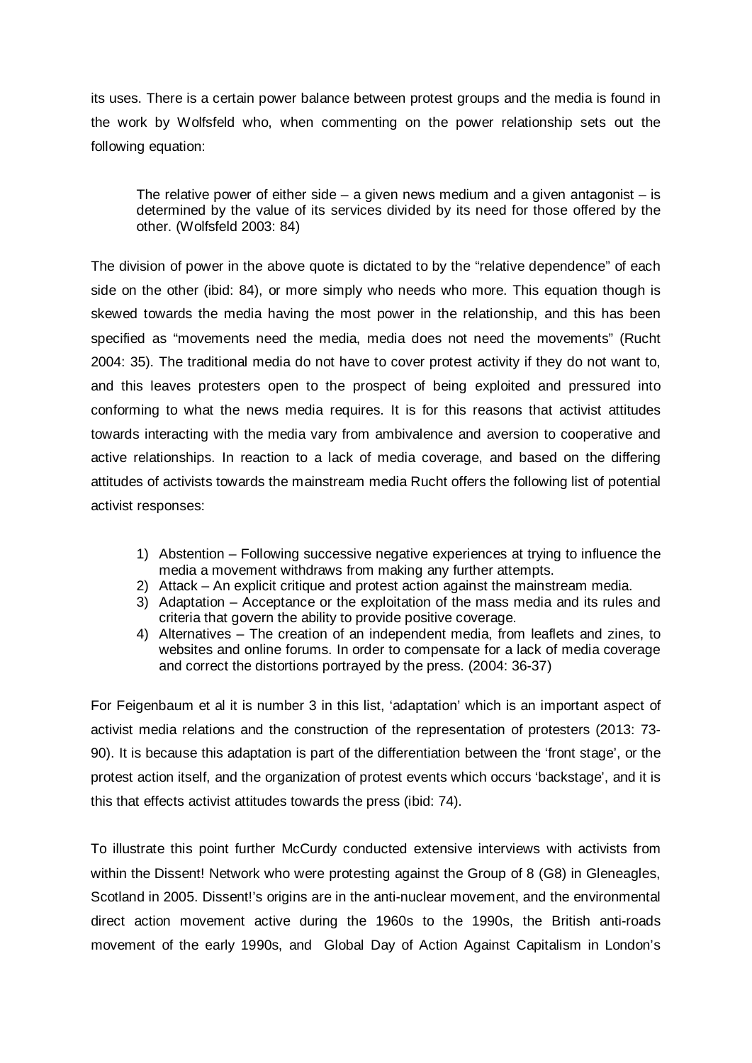its uses. There is a certain power balance between protest groups and the media is found in the work by Wolfsfeld who, when commenting on the power relationship sets out the following equation:

> The relative power of either side – a given news medium and a given antagonist – is determined by the value of its services divided by its need for those offered by the other. (Wolfsfeld 2003: 84)

The division of power in the above quote is dictated to by the "relative dependence" of each side on the other (ibid: 84), or more simply who needs who more. This equation though is skewed towards the media having the most power in the relationship, and this has been specified as "movements need the media, media does not need the movements" (Rucht 2004: 35). The traditional media do not have to cover protest activity if they do not want to, and this leaves protesters open to the prospect of being exploited and pressured into conforming to what the news media requires. It is for this reasons that activist attitudes towards interacting with the media vary from ambivalence and aversion to cooperative and active relationships. In reaction to a lack of media coverage, and based on the differing attitudes of activists towards the mainstream media Rucht offers the following list of potential activist responses:

1) Abstention – Following successive negative experiences at trying to influence the media a movement withdraws from making any further attempts.
2) Attack – An explicit critique and protest action against the mainstream media.
3) Adaptation – Acceptance or the exploitation of the mass media and its rules and criteria that govern the ability to provide positive coverage.
4) Alternatives – The creation of an independent media, from leaflets and zines, to websites and online forums. In order to compensate for a lack of media coverage and correct the distortions portrayed by the press. (2004: 36-37)

For Feigenbaum et al it is number 3 in this list, 'adaptation' which is an important aspect of activist media relations and the construction of the representation of protesters (2013: 73-90). It is because this adaptation is part of the differentiation between the 'front stage', or the protest action itself, and the organization of protest events which occurs 'backstage', and it is this that effects activist attitudes towards the press (ibid: 74).

To illustrate this point further McCurdy conducted extensive interviews with activists from within the Dissent! Network who were protesting against the Group of 8 (G8) in Gleneagles, Scotland in 2005. Dissent!'s origins are in the anti-nuclear movement, and the environmental direct action movement active during the 1960s to the 1990s, the British anti-roads movement of the early 1990s, and Global Day of Action Against Capitalism in London's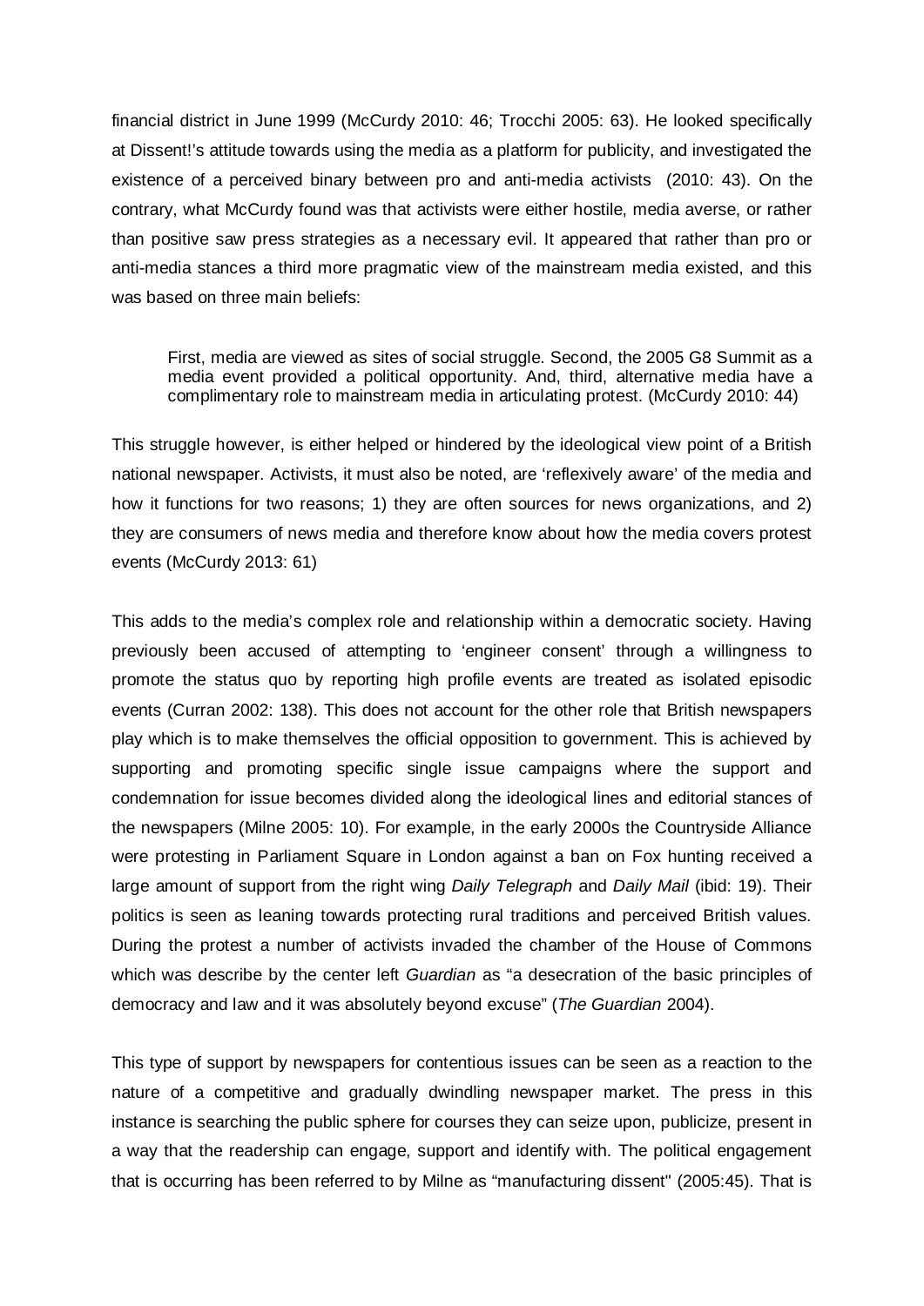financial district in June 1999 (McCurdy 2010: 46; Trocchi 2005: 63). He looked specifically at Dissent!'s attitude towards using the media as a platform for publicity, and investigated the existence of a perceived binary between pro and anti-media activists (2010: 43). On the contrary, what McCurdy found was that activists were either hostile, media averse, or rather than positive saw press strategies as a necessary evil. It appeared that rather than pro or anti-media stances a third more pragmatic view of the mainstream media existed, and this was based on three main beliefs:

> First, media are viewed as sites of social struggle. Second, the 2005 G8 Summit as a media event provided a political opportunity. And, third, alternative media have a complimentary role to mainstream media in articulating protest. (McCurdy 2010: 44)

This struggle however, is either helped or hindered by the ideological view point of a British national newspaper. Activists, it must also be noted, are 'reflexively aware' of the media and how it functions for two reasons; 1) they are often sources for news organizations, and 2) they are consumers of news media and therefore know about how the media covers protest events (McCurdy 2013: 61)

This adds to the media's complex role and relationship within a democratic society. Having previously been accused of attempting to 'engineer consent' through a willingness to promote the status quo by reporting high profile events are treated as isolated episodic events (Curran 2002: 138). This does not account for the other role that British newspapers play which is to make themselves the official opposition to government. This is achieved by supporting and promoting specific single issue campaigns where the support and condemnation for issue becomes divided along the ideological lines and editorial stances of the newspapers (Milne 2005: 10). For example, in the early 2000s the Countryside Alliance were protesting in Parliament Square in London against a ban on Fox hunting received a large amount of support from the right wing *Daily Telegraph* and *Daily Mail* (ibid: 19). Their politics is seen as leaning towards protecting rural traditions and perceived British values. During the protest a number of activists invaded the chamber of the House of Commons which was describe by the center left *Guardian* as "a desecration of the basic principles of democracy and law and it was absolutely beyond excuse" (*The Guardian* 2004).

This type of support by newspapers for contentious issues can be seen as a reaction to the nature of a competitive and gradually dwindling newspaper market. The press in this instance is searching the public sphere for courses they can seize upon, publicize, present in a way that the readership can engage, support and identify with. The political engagement that is occurring has been referred to by Milne as "manufacturing dissent" (2005:45). That is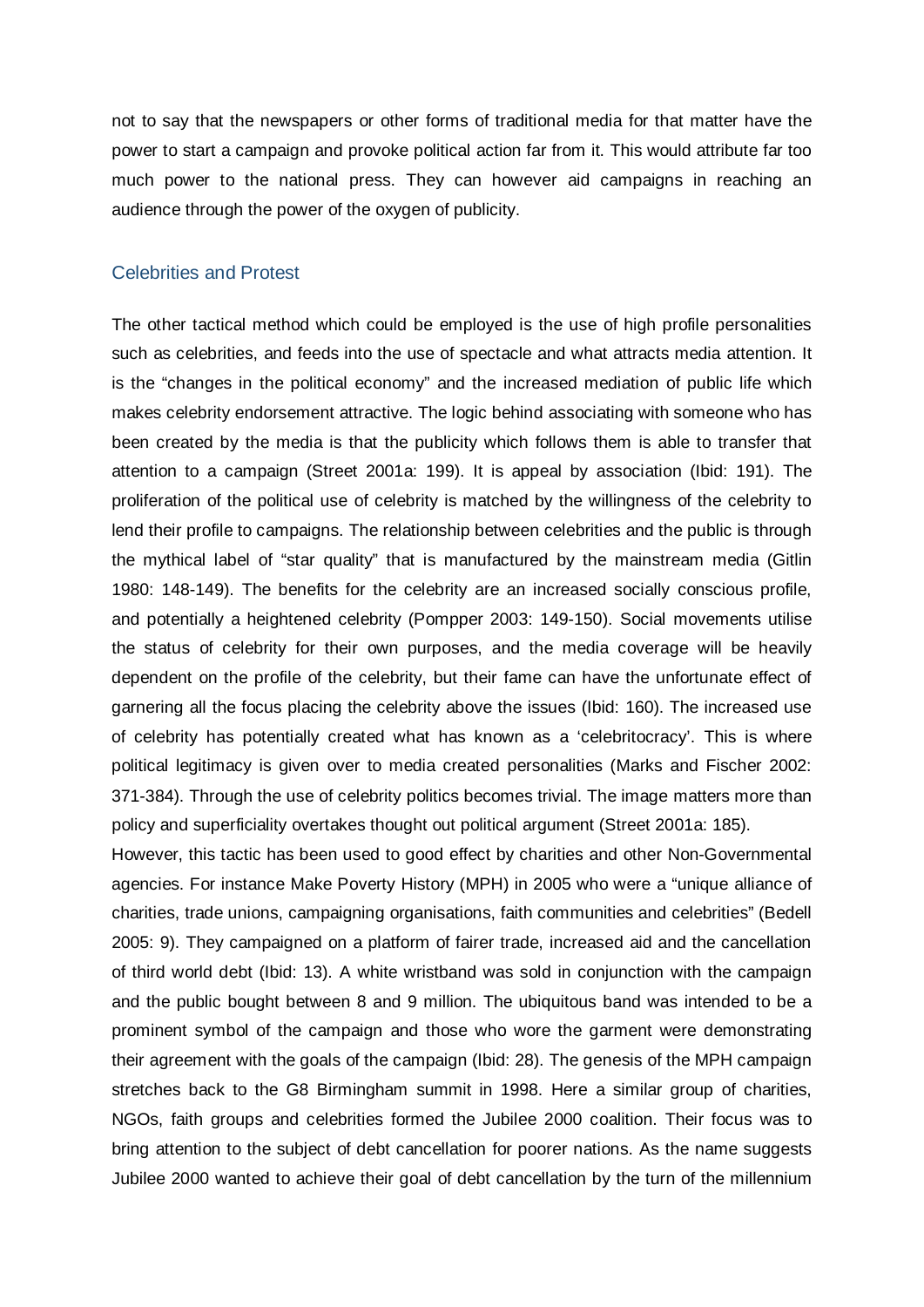not to say that the newspapers or other forms of traditional media for that matter have the power to start a campaign and provoke political action far from it. This would attribute far too much power to the national press. They can however aid campaigns in reaching an audience through the power of the oxygen of publicity.

## Celebrities and Protest

The other tactical method which could be employed is the use of high profile personalities such as celebrities, and feeds into the use of spectacle and what attracts media attention. It is the "changes in the political economy" and the increased mediation of public life which makes celebrity endorsement attractive. The logic behind associating with someone who has been created by the media is that the publicity which follows them is able to transfer that attention to a campaign (Street 2001a: 199). It is appeal by association (Ibid: 191). The proliferation of the political use of celebrity is matched by the willingness of the celebrity to lend their profile to campaigns. The relationship between celebrities and the public is through the mythical label of "star quality" that is manufactured by the mainstream media (Gitlin 1980: 148-149). The benefits for the celebrity are an increased socially conscious profile, and potentially a heightened celebrity (Pompper 2003: 149-150). Social movements utilise the status of celebrity for their own purposes, and the media coverage will be heavily dependent on the profile of the celebrity, but their fame can have the unfortunate effect of garnering all the focus placing the celebrity above the issues (Ibid: 160). The increased use of celebrity has potentially created what has known as a 'celebritocracy'. This is where political legitimacy is given over to media created personalities (Marks and Fischer 2002: 371-384). Through the use of celebrity politics becomes trivial. The image matters more than policy and superficiality overtakes thought out political argument (Street 2001a: 185).

However, this tactic has been used to good effect by charities and other Non-Governmental agencies. For instance Make Poverty History (MPH) in 2005 who were a "unique alliance of charities, trade unions, campaigning organisations, faith communities and celebrities" (Bedell 2005: 9). They campaigned on a platform of fairer trade, increased aid and the cancellation of third world debt (Ibid: 13). A white wristband was sold in conjunction with the campaign and the public bought between 8 and 9 million. The ubiquitous band was intended to be a prominent symbol of the campaign and those who wore the garment were demonstrating their agreement with the goals of the campaign (Ibid: 28). The genesis of the MPH campaign stretches back to the G8 Birmingham summit in 1998. Here a similar group of charities, NGOs, faith groups and celebrities formed the Jubilee 2000 coalition. Their focus was to bring attention to the subject of debt cancellation for poorer nations. As the name suggests Jubilee 2000 wanted to achieve their goal of debt cancellation by the turn of the millennium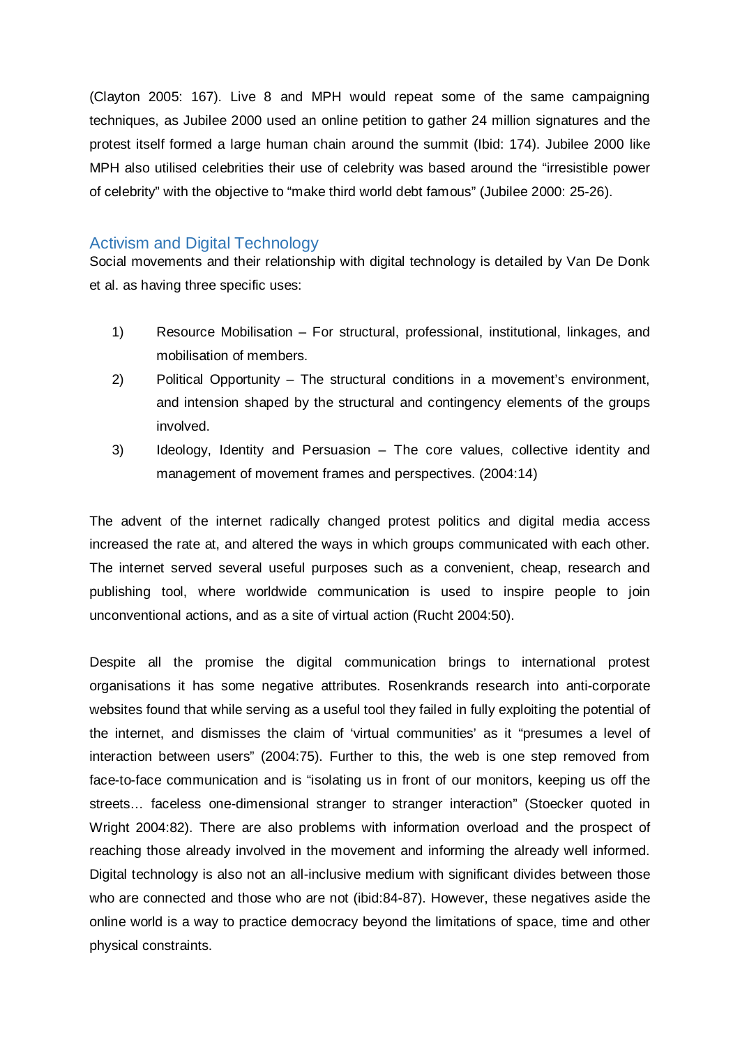(Clayton 2005: 167). Live 8 and MPH would repeat some of the same campaigning techniques, as Jubilee 2000 used an online petition to gather 24 million signatures and the protest itself formed a large human chain around the summit (Ibid: 174). Jubilee 2000 like MPH also utilised celebrities their use of celebrity was based around the "irresistible power of celebrity" with the objective to "make third world debt famous" (Jubilee 2000: 25-26).

## Activism and Digital Technology

Social movements and their relationship with digital technology is detailed by Van De Donk et al. as having three specific uses:

1) Resource Mobilisation – For structural, professional, institutional, linkages, and mobilisation of members.
2) Political Opportunity – The structural conditions in a movement's environment, and intension shaped by the structural and contingency elements of the groups involved.
3) Ideology, Identity and Persuasion – The core values, collective identity and management of movement frames and perspectives. (2004:14)

The advent of the internet radically changed protest politics and digital media access increased the rate at, and altered the ways in which groups communicated with each other. The internet served several useful purposes such as a convenient, cheap, research and publishing tool, where worldwide communication is used to inspire people to join unconventional actions, and as a site of virtual action (Rucht 2004:50).

Despite all the promise the digital communication brings to international protest organisations it has some negative attributes. Rosenkrands research into anti-corporate websites found that while serving as a useful tool they failed in fully exploiting the potential of the internet, and dismisses the claim of 'virtual communities' as it "presumes a level of interaction between users" (2004:75). Further to this, the web is one step removed from face-to-face communication and is "isolating us in front of our monitors, keeping us off the streets… faceless one-dimensional stranger to stranger interaction" (Stoecker quoted in Wright 2004:82). There are also problems with information overload and the prospect of reaching those already involved in the movement and informing the already well informed. Digital technology is also not an all-inclusive medium with significant divides between those who are connected and those who are not (ibid:84-87). However, these negatives aside the online world is a way to practice democracy beyond the limitations of space, time and other physical constraints.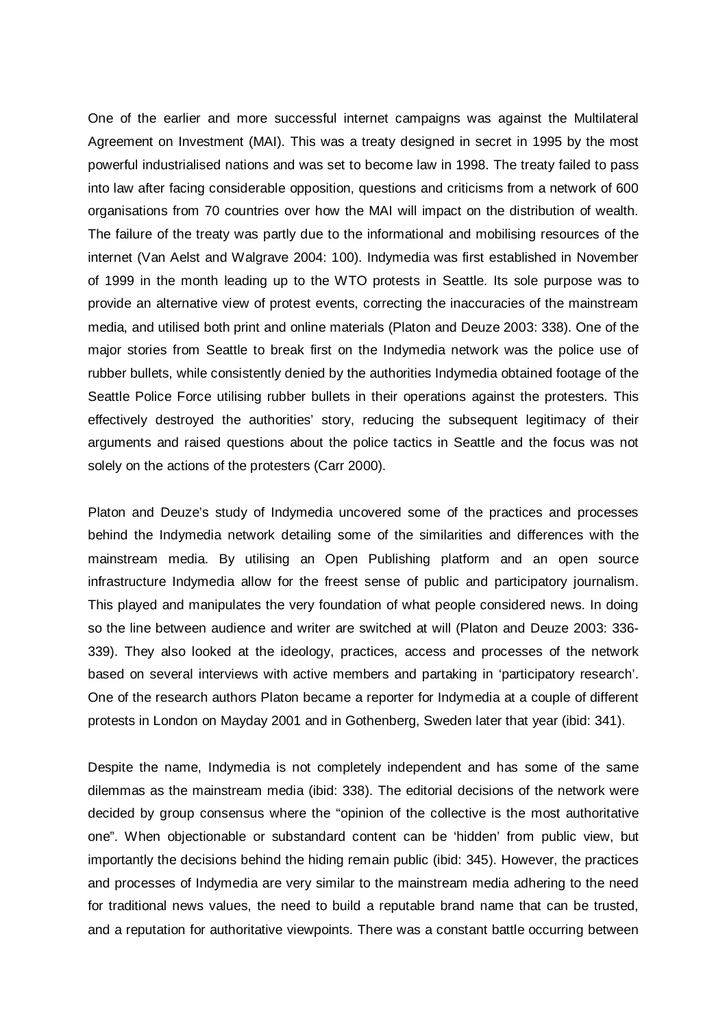One of the earlier and more successful internet campaigns was against the Multilateral Agreement on Investment (MAI). This was a treaty designed in secret in 1995 by the most powerful industrialised nations and was set to become law in 1998. The treaty failed to pass into law after facing considerable opposition, questions and criticisms from a network of 600 organisations from 70 countries over how the MAI will impact on the distribution of wealth. The failure of the treaty was partly due to the informational and mobilising resources of the internet (Van Aelst and Walgrave 2004: 100). Indymedia was first established in November of 1999 in the month leading up to the WTO protests in Seattle. Its sole purpose was to provide an alternative view of protest events, correcting the inaccuracies of the mainstream media, and utilised both print and online materials (Platon and Deuze 2003: 338). One of the major stories from Seattle to break first on the Indymedia network was the police use of rubber bullets, while consistently denied by the authorities Indymedia obtained footage of the Seattle Police Force utilising rubber bullets in their operations against the protesters. This effectively destroyed the authorities' story, reducing the subsequent legitimacy of their arguments and raised questions about the police tactics in Seattle and the focus was not solely on the actions of the protesters (Carr 2000).

Platon and Deuze's study of Indymedia uncovered some of the practices and processes behind the Indymedia network detailing some of the similarities and differences with the mainstream media. By utilising an Open Publishing platform and an open source infrastructure Indymedia allow for the freest sense of public and participatory journalism. This played and manipulates the very foundation of what people considered news. In doing so the line between audience and writer are switched at will (Platon and Deuze 2003: 336-339). They also looked at the ideology, practices, access and processes of the network based on several interviews with active members and partaking in 'participatory research'. One of the research authors Platon became a reporter for Indymedia at a couple of different protests in London on Mayday 2001 and in Gothenberg, Sweden later that year (ibid: 341).

Despite the name, Indymedia is not completely independent and has some of the same dilemmas as the mainstream media (ibid: 338). The editorial decisions of the network were decided by group consensus where the "opinion of the collective is the most authoritative one". When objectionable or substandard content can be 'hidden' from public view, but importantly the decisions behind the hiding remain public (ibid: 345). However, the practices and processes of Indymedia are very similar to the mainstream media adhering to the need for traditional news values, the need to build a reputable brand name that can be trusted, and a reputation for authoritative viewpoints. There was a constant battle occurring between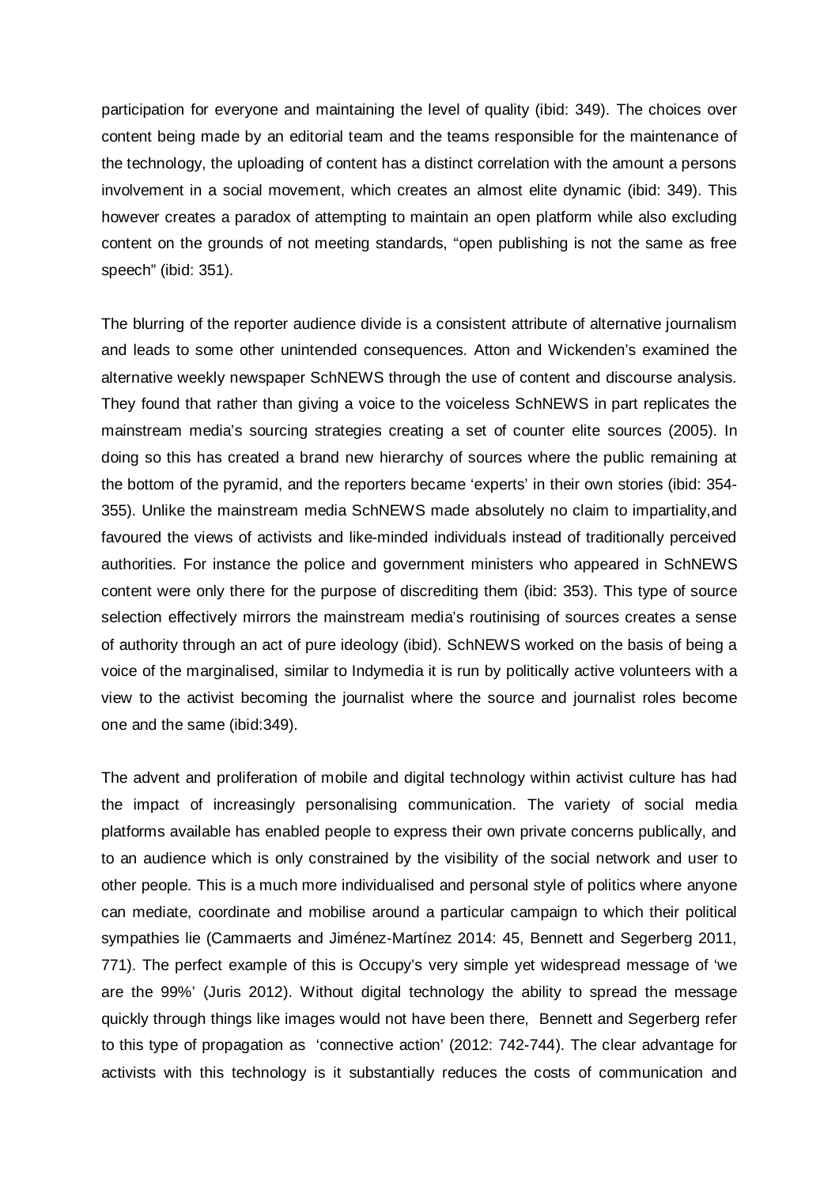participation for everyone and maintaining the level of quality (ibid: 349). The choices over content being made by an editorial team and the teams responsible for the maintenance of the technology, the uploading of content has a distinct correlation with the amount a persons involvement in a social movement, which creates an almost elite dynamic (ibid: 349). This however creates a paradox of attempting to maintain an open platform while also excluding content on the grounds of not meeting standards, "open publishing is not the same as free speech" (ibid: 351).

The blurring of the reporter audience divide is a consistent attribute of alternative journalism and leads to some other unintended consequences. Atton and Wickenden's examined the alternative weekly newspaper SchNEWS through the use of content and discourse analysis. They found that rather than giving a voice to the voiceless SchNEWS in part replicates the mainstream media's sourcing strategies creating a set of counter elite sources (2005). In doing so this has created a brand new hierarchy of sources where the public remaining at the bottom of the pyramid, and the reporters became 'experts' in their own stories (ibid: 354-355). Unlike the mainstream media SchNEWS made absolutely no claim to impartiality,and favoured the views of activists and like-minded individuals instead of traditionally perceived authorities. For instance the police and government ministers who appeared in SchNEWS content were only there for the purpose of discrediting them (ibid: 353). This type of source selection effectively mirrors the mainstream media's routinising of sources creates a sense of authority through an act of pure ideology (ibid). SchNEWS worked on the basis of being a voice of the marginalised, similar to Indymedia it is run by politically active volunteers with a view to the activist becoming the journalist where the source and journalist roles become one and the same (ibid:349).

The advent and proliferation of mobile and digital technology within activist culture has had the impact of increasingly personalising communication. The variety of social media platforms available has enabled people to express their own private concerns publically, and to an audience which is only constrained by the visibility of the social network and user to other people. This is a much more individualised and personal style of politics where anyone can mediate, coordinate and mobilise around a particular campaign to which their political sympathies lie (Cammaerts and Jiménez-Martínez 2014: 45, Bennett and Segerberg 2011, 771). The perfect example of this is Occupy's very simple yet widespread message of 'we are the 99%' (Juris 2012). Without digital technology the ability to spread the message quickly through things like images would not have been there, Bennett and Segerberg refer to this type of propagation as 'connective action' (2012: 742-744). The clear advantage for activists with this technology is it substantially reduces the costs of communication and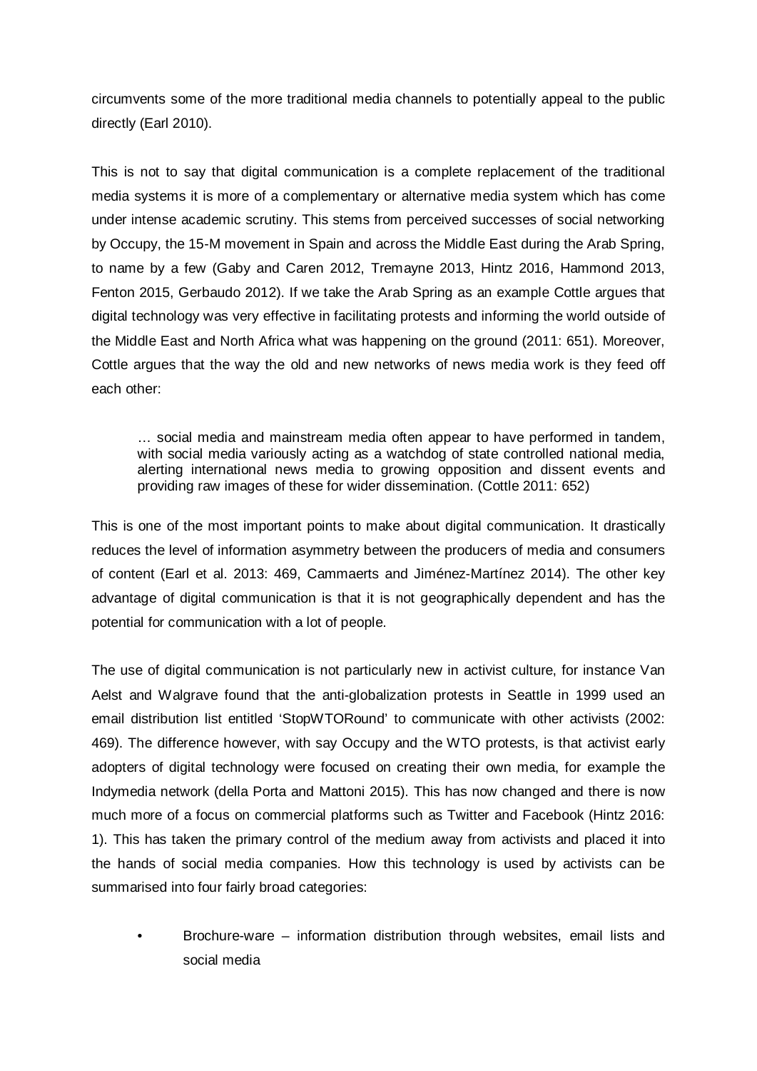circumvents some of the more traditional media channels to potentially appeal to the public directly (Earl 2010).

This is not to say that digital communication is a complete replacement of the traditional media systems it is more of a complementary or alternative media system which has come under intense academic scrutiny. This stems from perceived successes of social networking by Occupy, the 15-M movement in Spain and across the Middle East during the Arab Spring, to name by a few (Gaby and Caren 2012, Tremayne 2013, Hintz 2016, Hammond 2013, Fenton 2015, Gerbaudo 2012). If we take the Arab Spring as an example Cottle argues that digital technology was very effective in facilitating protests and informing the world outside of the Middle East and North Africa what was happening on the ground (2011: 651). Moreover, Cottle argues that the way the old and new networks of news media work is they feed off each other:

> … social media and mainstream media often appear to have performed in tandem, with social media variously acting as a watchdog of state controlled national media, alerting international news media to growing opposition and dissent events and providing raw images of these for wider dissemination. (Cottle 2011: 652)

This is one of the most important points to make about digital communication. It drastically reduces the level of information asymmetry between the producers of media and consumers of content (Earl et al. 2013: 469, Cammaerts and Jiménez-Martínez 2014). The other key advantage of digital communication is that it is not geographically dependent and has the potential for communication with a lot of people.

The use of digital communication is not particularly new in activist culture, for instance Van Aelst and Walgrave found that the anti-globalization protests in Seattle in 1999 used an email distribution list entitled 'StopWTORound' to communicate with other activists (2002: 469). The difference however, with say Occupy and the WTO protests, is that activist early adopters of digital technology were focused on creating their own media, for example the Indymedia network (della Porta and Mattoni 2015). This has now changed and there is now much more of a focus on commercial platforms such as Twitter and Facebook (Hintz 2016: 1). This has taken the primary control of the medium away from activists and placed it into the hands of social media companies. How this technology is used by activists can be summarised into four fairly broad categories:

- Brochure-ware – information distribution through websites, email lists and social media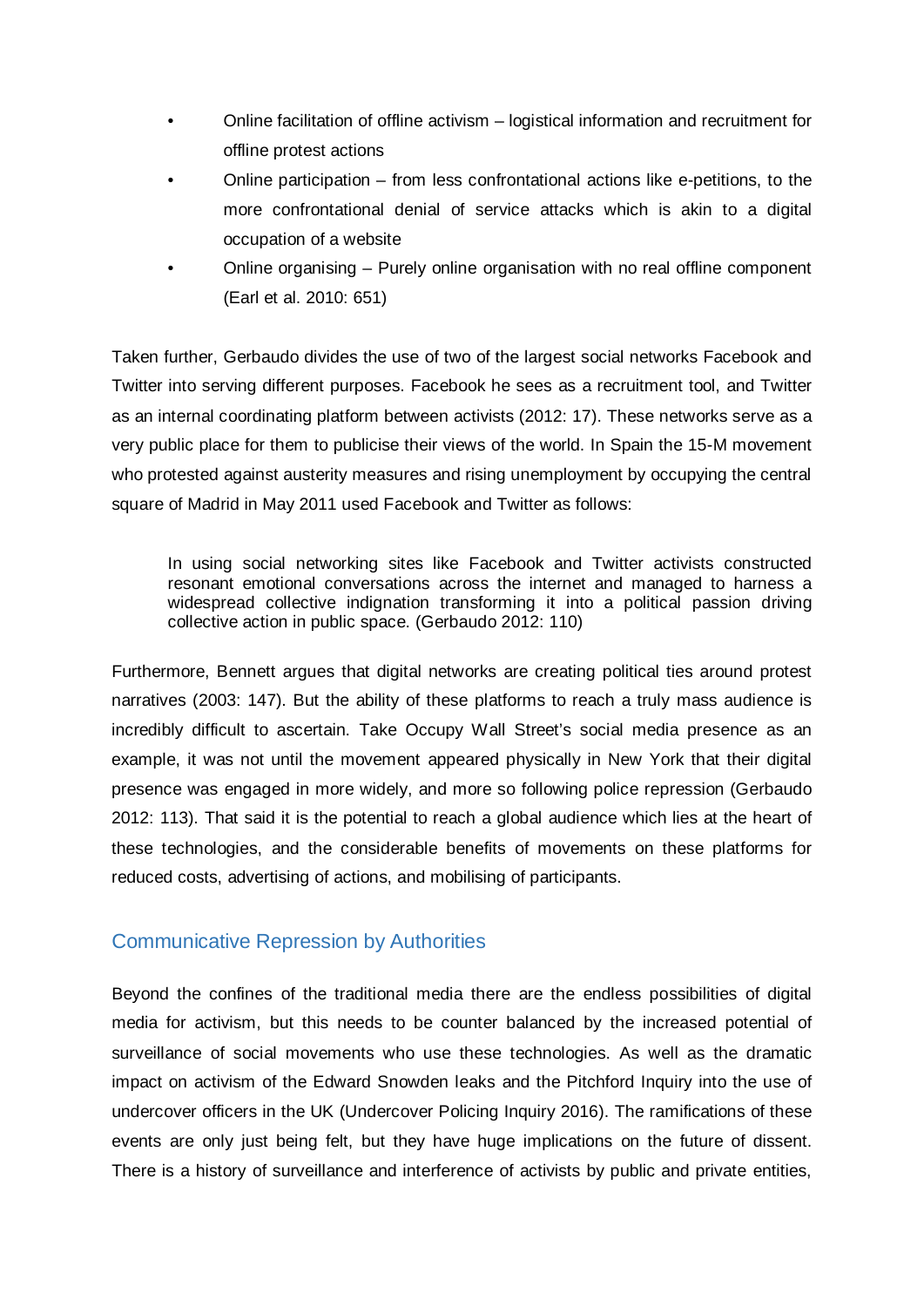- Online facilitation of offline activism – logistical information and recruitment for offline protest actions
- Online participation – from less confrontational actions like e-petitions, to the more confrontational denial of service attacks which is akin to a digital occupation of a website
- Online organising – Purely online organisation with no real offline component (Earl et al. 2010: 651)

Taken further, Gerbaudo divides the use of two of the largest social networks Facebook and Twitter into serving different purposes. Facebook he sees as a recruitment tool, and Twitter as an internal coordinating platform between activists (2012: 17). These networks serve as a very public place for them to publicise their views of the world. In Spain the 15-M movement who protested against austerity measures and rising unemployment by occupying the central square of Madrid in May 2011 used Facebook and Twitter as follows:

> In using social networking sites like Facebook and Twitter activists constructed resonant emotional conversations across the internet and managed to harness a widespread collective indignation transforming it into a political passion driving collective action in public space. (Gerbaudo 2012: 110)

Furthermore, Bennett argues that digital networks are creating political ties around protest narratives (2003: 147). But the ability of these platforms to reach a truly mass audience is incredibly difficult to ascertain. Take Occupy Wall Street's social media presence as an example, it was not until the movement appeared physically in New York that their digital presence was engaged in more widely, and more so following police repression (Gerbaudo 2012: 113). That said it is the potential to reach a global audience which lies at the heart of these technologies, and the considerable benefits of movements on these platforms for reduced costs, advertising of actions, and mobilising of participants.

## Communicative Repression by Authorities

Beyond the confines of the traditional media there are the endless possibilities of digital media for activism, but this needs to be counter balanced by the increased potential of surveillance of social movements who use these technologies. As well as the dramatic impact on activism of the Edward Snowden leaks and the Pitchford Inquiry into the use of undercover officers in the UK (Undercover Policing Inquiry 2016). The ramifications of these events are only just being felt, but they have huge implications on the future of dissent. There is a history of surveillance and interference of activists by public and private entities,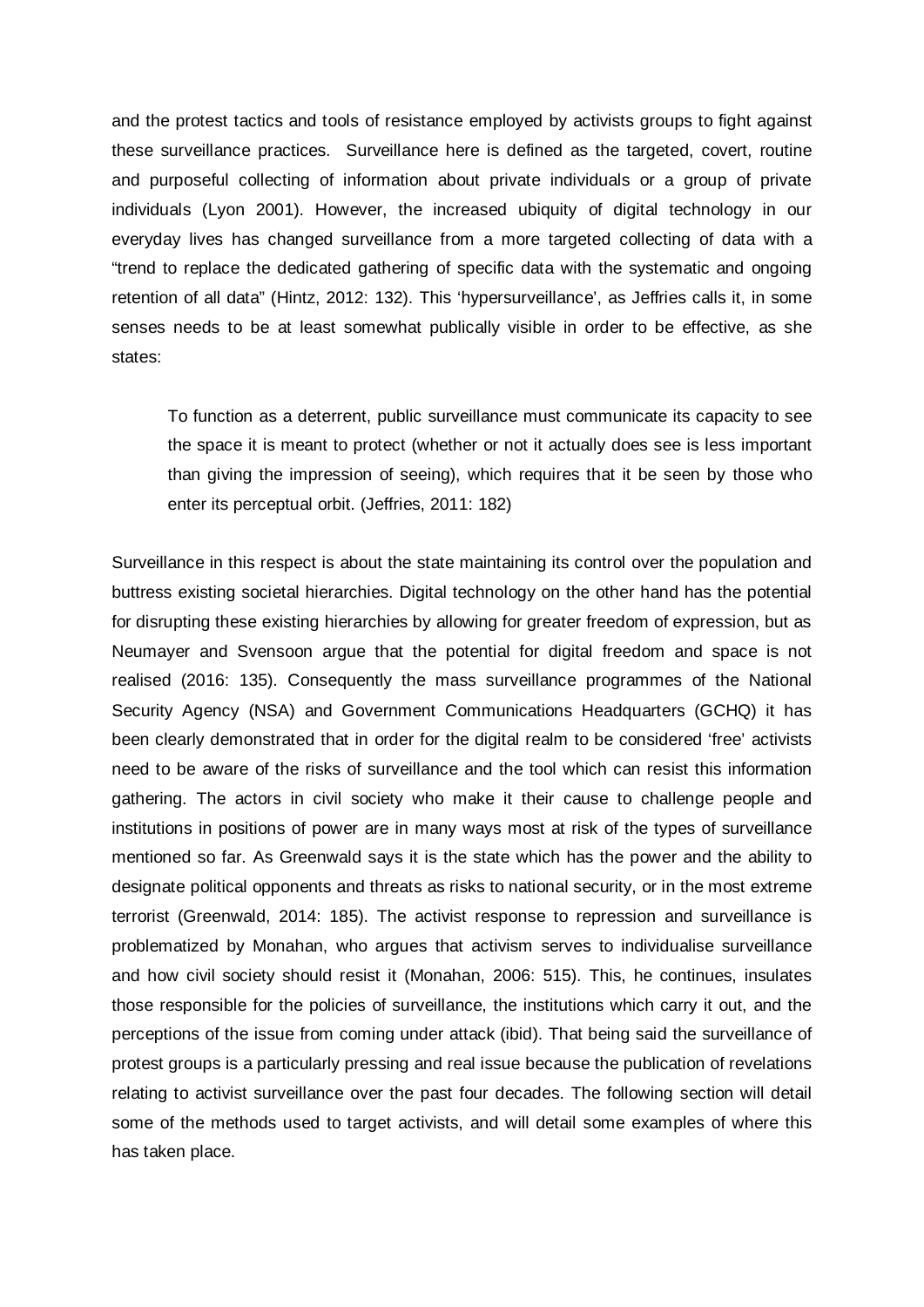and the protest tactics and tools of resistance employed by activists groups to fight against these surveillance practices. Surveillance here is defined as the targeted, covert, routine and purposeful collecting of information about private individuals or a group of private individuals (Lyon 2001). However, the increased ubiquity of digital technology in our everyday lives has changed surveillance from a more targeted collecting of data with a "trend to replace the dedicated gathering of specific data with the systematic and ongoing retention of all data" (Hintz, 2012: 132). This 'hypersurveillance', as Jeffries calls it, in some senses needs to be at least somewhat publically visible in order to be effective, as she states:

> To function as a deterrent, public surveillance must communicate its capacity to see the space it is meant to protect (whether or not it actually does see is less important than giving the impression of seeing), which requires that it be seen by those who enter its perceptual orbit. (Jeffries, 2011: 182)

Surveillance in this respect is about the state maintaining its control over the population and buttress existing societal hierarchies. Digital technology on the other hand has the potential for disrupting these existing hierarchies by allowing for greater freedom of expression, but as Neumayer and Svensoon argue that the potential for digital freedom and space is not realised (2016: 135). Consequently the mass surveillance programmes of the National Security Agency (NSA) and Government Communications Headquarters (GCHQ) it has been clearly demonstrated that in order for the digital realm to be considered 'free' activists need to be aware of the risks of surveillance and the tool which can resist this information gathering. The actors in civil society who make it their cause to challenge people and institutions in positions of power are in many ways most at risk of the types of surveillance mentioned so far. As Greenwald says it is the state which has the power and the ability to designate political opponents and threats as risks to national security, or in the most extreme terrorist (Greenwald, 2014: 185). The activist response to repression and surveillance is problematized by Monahan, who argues that activism serves to individualise surveillance and how civil society should resist it (Monahan, 2006: 515). This, he continues, insulates those responsible for the policies of surveillance, the institutions which carry it out, and the perceptions of the issue from coming under attack (ibid). That being said the surveillance of protest groups is a particularly pressing and real issue because the publication of revelations relating to activist surveillance over the past four decades. The following section will detail some of the methods used to target activists, and will detail some examples of where this has taken place.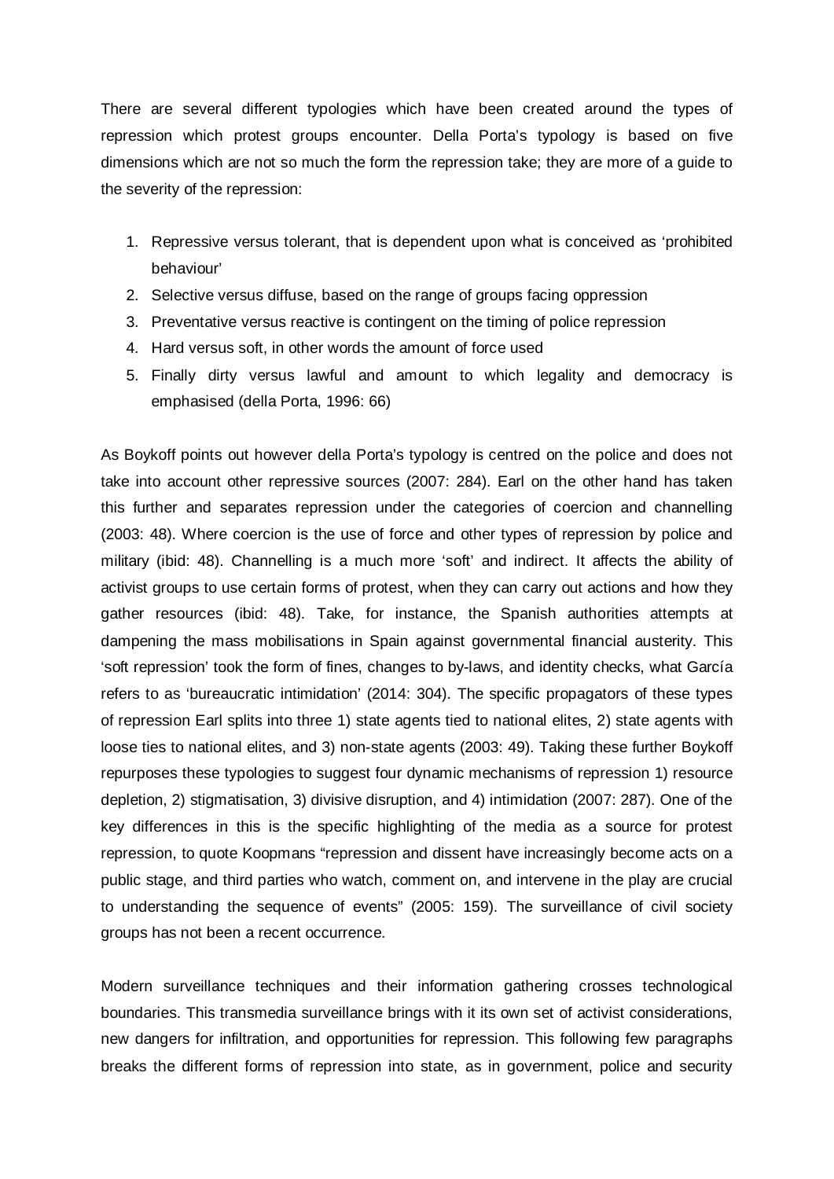There are several different typologies which have been created around the types of repression which protest groups encounter. Della Porta's typology is based on five dimensions which are not so much the form the repression take; they are more of a guide to the severity of the repression:

1. Repressive versus tolerant, that is dependent upon what is conceived as 'prohibited behaviour'
2. Selective versus diffuse, based on the range of groups facing oppression
3. Preventative versus reactive is contingent on the timing of police repression
4. Hard versus soft, in other words the amount of force used
5. Finally dirty versus lawful and amount to which legality and democracy is emphasised (della Porta, 1996: 66)

As Boykoff points out however della Porta's typology is centred on the police and does not take into account other repressive sources (2007: 284). Earl on the other hand has taken this further and separates repression under the categories of coercion and channelling (2003: 48). Where coercion is the use of force and other types of repression by police and military (ibid: 48). Channelling is a much more 'soft' and indirect. It affects the ability of activist groups to use certain forms of protest, when they can carry out actions and how they gather resources (ibid: 48). Take, for instance, the Spanish authorities attempts at dampening the mass mobilisations in Spain against governmental financial austerity. This 'soft repression' took the form of fines, changes to by-laws, and identity checks, what García refers to as 'bureaucratic intimidation' (2014: 304). The specific propagators of these types of repression Earl splits into three 1) state agents tied to national elites, 2) state agents with loose ties to national elites, and 3) non-state agents (2003: 49). Taking these further Boykoff repurposes these typologies to suggest four dynamic mechanisms of repression 1) resource depletion, 2) stigmatisation, 3) divisive disruption, and 4) intimidation (2007: 287). One of the key differences in this is the specific highlighting of the media as a source for protest repression, to quote Koopmans "repression and dissent have increasingly become acts on a public stage, and third parties who watch, comment on, and intervene in the play are crucial to understanding the sequence of events" (2005: 159). The surveillance of civil society groups has not been a recent occurrence.

Modern surveillance techniques and their information gathering crosses technological boundaries. This transmedia surveillance brings with it its own set of activist considerations, new dangers for infiltration, and opportunities for repression. This following few paragraphs breaks the different forms of repression into state, as in government, police and security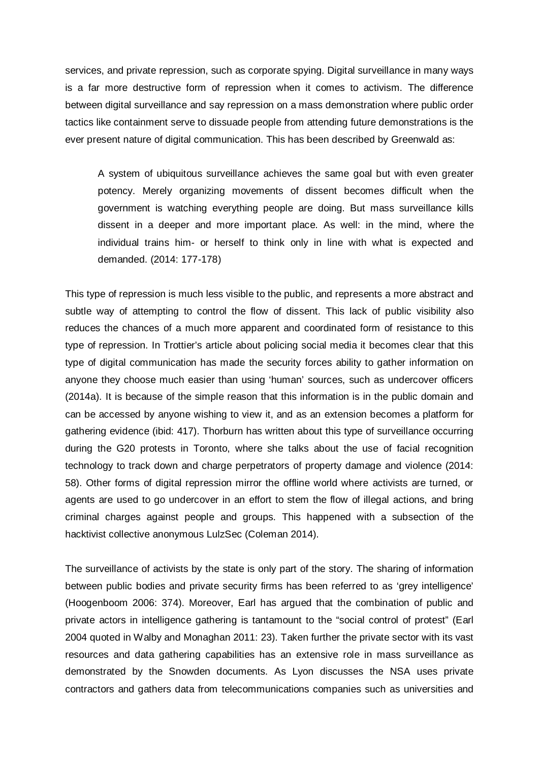services, and private repression, such as corporate spying. Digital surveillance in many ways is a far more destructive form of repression when it comes to activism. The difference between digital surveillance and say repression on a mass demonstration where public order tactics like containment serve to dissuade people from attending future demonstrations is the ever present nature of digital communication. This has been described by Greenwald as:

> A system of ubiquitous surveillance achieves the same goal but with even greater potency. Merely organizing movements of dissent becomes difficult when the government is watching everything people are doing. But mass surveillance kills dissent in a deeper and more important place. As well: in the mind, where the individual trains him- or herself to think only in line with what is expected and demanded. (2014: 177-178)

This type of repression is much less visible to the public, and represents a more abstract and subtle way of attempting to control the flow of dissent. This lack of public visibility also reduces the chances of a much more apparent and coordinated form of resistance to this type of repression. In Trottier's article about policing social media it becomes clear that this type of digital communication has made the security forces ability to gather information on anyone they choose much easier than using 'human' sources, such as undercover officers (2014a). It is because of the simple reason that this information is in the public domain and can be accessed by anyone wishing to view it, and as an extension becomes a platform for gathering evidence (ibid: 417). Thorburn has written about this type of surveillance occurring during the G20 protests in Toronto, where she talks about the use of facial recognition technology to track down and charge perpetrators of property damage and violence (2014: 58). Other forms of digital repression mirror the offline world where activists are turned, or agents are used to go undercover in an effort to stem the flow of illegal actions, and bring criminal charges against people and groups. This happened with a subsection of the hacktivist collective anonymous LulzSec (Coleman 2014).

The surveillance of activists by the state is only part of the story. The sharing of information between public bodies and private security firms has been referred to as 'grey intelligence' (Hoogenboom 2006: 374). Moreover, Earl has argued that the combination of public and private actors in intelligence gathering is tantamount to the "social control of protest" (Earl 2004 quoted in Walby and Monaghan 2011: 23). Taken further the private sector with its vast resources and data gathering capabilities has an extensive role in mass surveillance as demonstrated by the Snowden documents. As Lyon discusses the NSA uses private contractors and gathers data from telecommunications companies such as universities and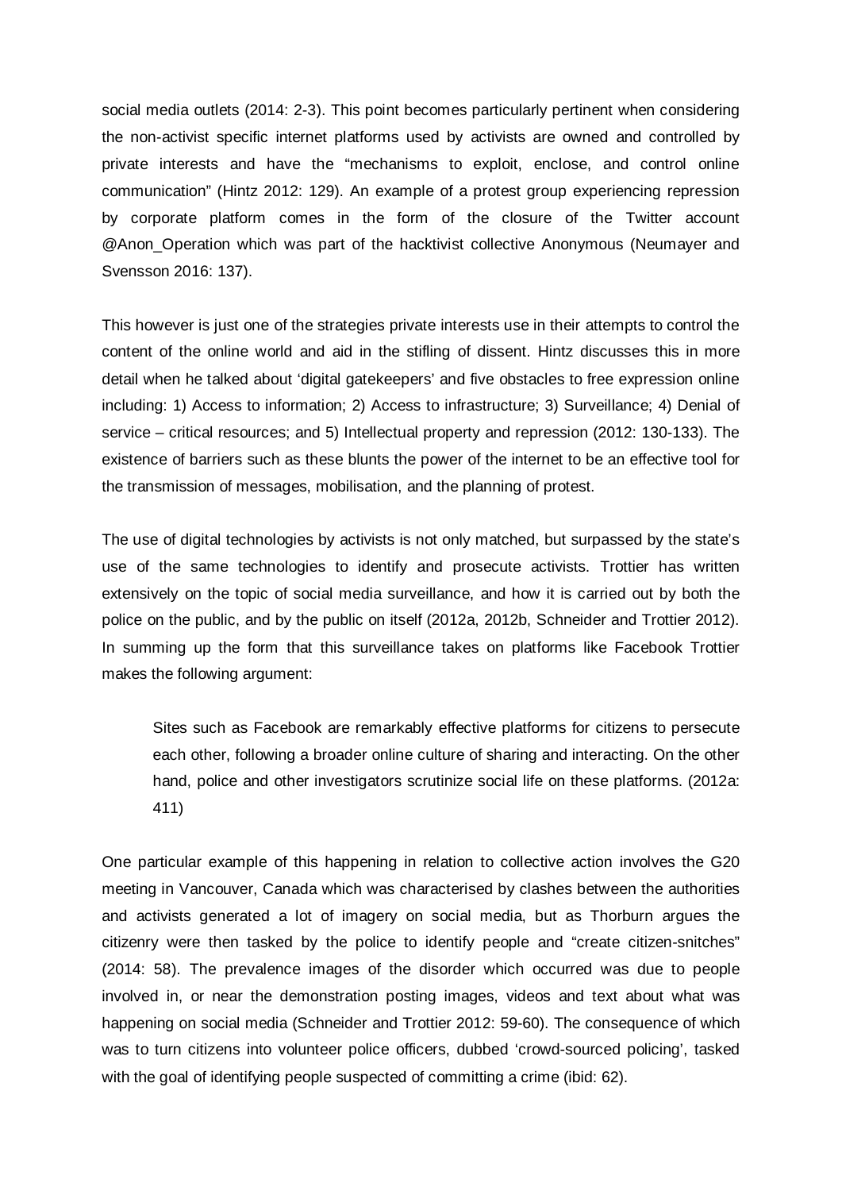social media outlets (2014: 2-3). This point becomes particularly pertinent when considering the non-activist specific internet platforms used by activists are owned and controlled by private interests and have the "mechanisms to exploit, enclose, and control online communication" (Hintz 2012: 129). An example of a protest group experiencing repression by corporate platform comes in the form of the closure of the Twitter account @Anon_Operation which was part of the hacktivist collective Anonymous (Neumayer and Svensson 2016: 137).

This however is just one of the strategies private interests use in their attempts to control the content of the online world and aid in the stifling of dissent. Hintz discusses this in more detail when he talked about 'digital gatekeepers' and five obstacles to free expression online including: 1) Access to information; 2) Access to infrastructure; 3) Surveillance; 4) Denial of service – critical resources; and 5) Intellectual property and repression (2012: 130-133). The existence of barriers such as these blunts the power of the internet to be an effective tool for the transmission of messages, mobilisation, and the planning of protest.

The use of digital technologies by activists is not only matched, but surpassed by the state's use of the same technologies to identify and prosecute activists. Trottier has written extensively on the topic of social media surveillance, and how it is carried out by both the police on the public, and by the public on itself (2012a, 2012b, Schneider and Trottier 2012). In summing up the form that this surveillance takes on platforms like Facebook Trottier makes the following argument:

> Sites such as Facebook are remarkably effective platforms for citizens to persecute each other, following a broader online culture of sharing and interacting. On the other hand, police and other investigators scrutinize social life on these platforms. (2012a: 411)

One particular example of this happening in relation to collective action involves the G20 meeting in Vancouver, Canada which was characterised by clashes between the authorities and activists generated a lot of imagery on social media, but as Thorburn argues the citizenry were then tasked by the police to identify people and "create citizen-snitches" (2014: 58). The prevalence images of the disorder which occurred was due to people involved in, or near the demonstration posting images, videos and text about what was happening on social media (Schneider and Trottier 2012: 59-60). The consequence of which was to turn citizens into volunteer police officers, dubbed 'crowd-sourced policing', tasked with the goal of identifying people suspected of committing a crime (ibid: 62).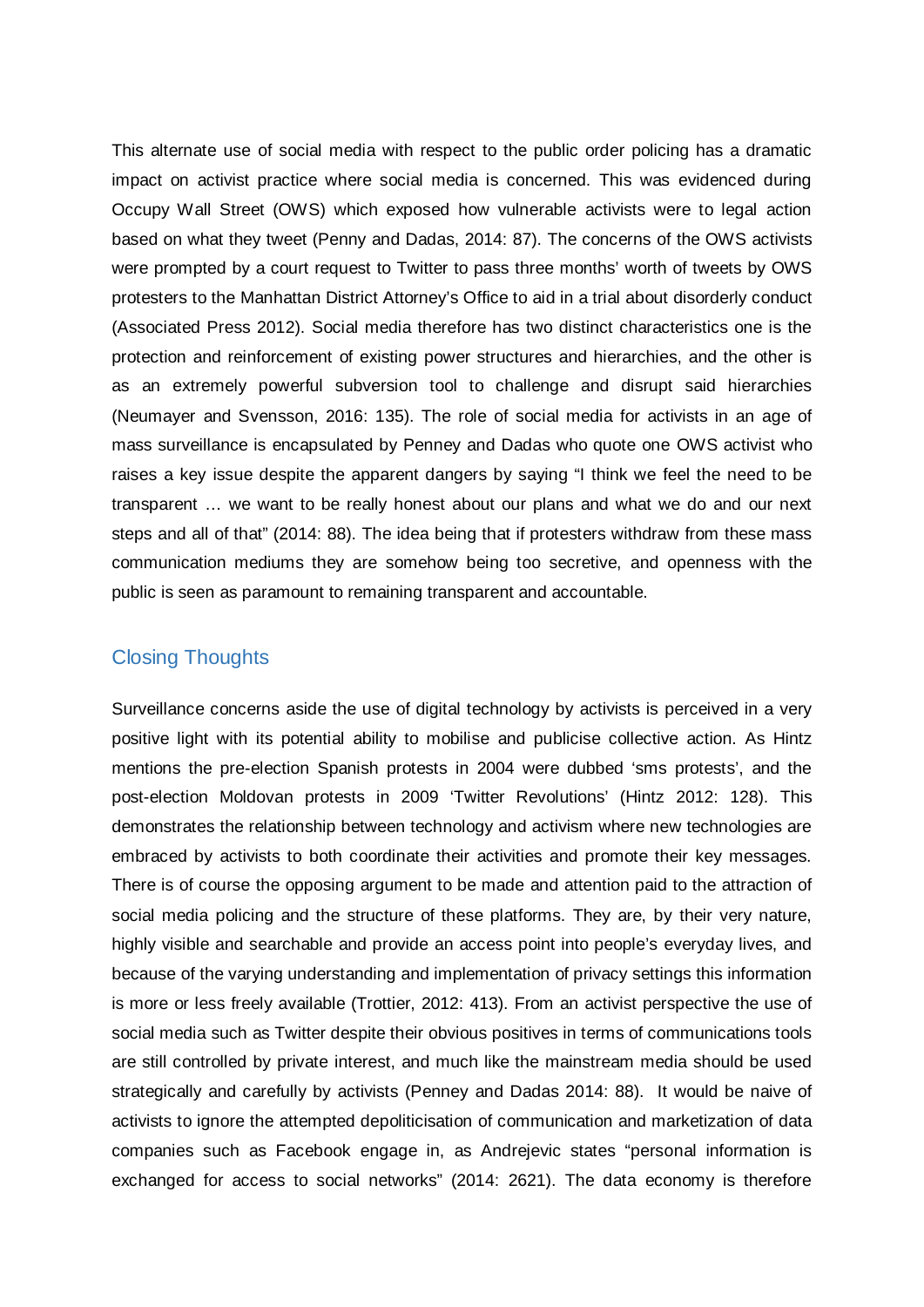This alternate use of social media with respect to the public order policing has a dramatic impact on activist practice where social media is concerned. This was evidenced during Occupy Wall Street (OWS) which exposed how vulnerable activists were to legal action based on what they tweet (Penny and Dadas, 2014: 87). The concerns of the OWS activists were prompted by a court request to Twitter to pass three months' worth of tweets by OWS protesters to the Manhattan District Attorney's Office to aid in a trial about disorderly conduct (Associated Press 2012). Social media therefore has two distinct characteristics one is the protection and reinforcement of existing power structures and hierarchies, and the other is as an extremely powerful subversion tool to challenge and disrupt said hierarchies (Neumayer and Svensson, 2016: 135). The role of social media for activists in an age of mass surveillance is encapsulated by Penney and Dadas who quote one OWS activist who raises a key issue despite the apparent dangers by saying "I think we feel the need to be transparent … we want to be really honest about our plans and what we do and our next steps and all of that" (2014: 88). The idea being that if protesters withdraw from these mass communication mediums they are somehow being too secretive, and openness with the public is seen as paramount to remaining transparent and accountable.

## Closing Thoughts

Surveillance concerns aside the use of digital technology by activists is perceived in a very positive light with its potential ability to mobilise and publicise collective action. As Hintz mentions the pre-election Spanish protests in 2004 were dubbed 'sms protests', and the post-election Moldovan protests in 2009 'Twitter Revolutions' (Hintz 2012: 128). This demonstrates the relationship between technology and activism where new technologies are embraced by activists to both coordinate their activities and promote their key messages. There is of course the opposing argument to be made and attention paid to the attraction of social media policing and the structure of these platforms. They are, by their very nature, highly visible and searchable and provide an access point into people's everyday lives, and because of the varying understanding and implementation of privacy settings this information is more or less freely available (Trottier, 2012: 413). From an activist perspective the use of social media such as Twitter despite their obvious positives in terms of communications tools are still controlled by private interest, and much like the mainstream media should be used strategically and carefully by activists (Penney and Dadas 2014: 88). It would be naive of activists to ignore the attempted depoliticisation of communication and marketization of data companies such as Facebook engage in, as Andrejevic states "personal information is exchanged for access to social networks" (2014: 2621). The data economy is therefore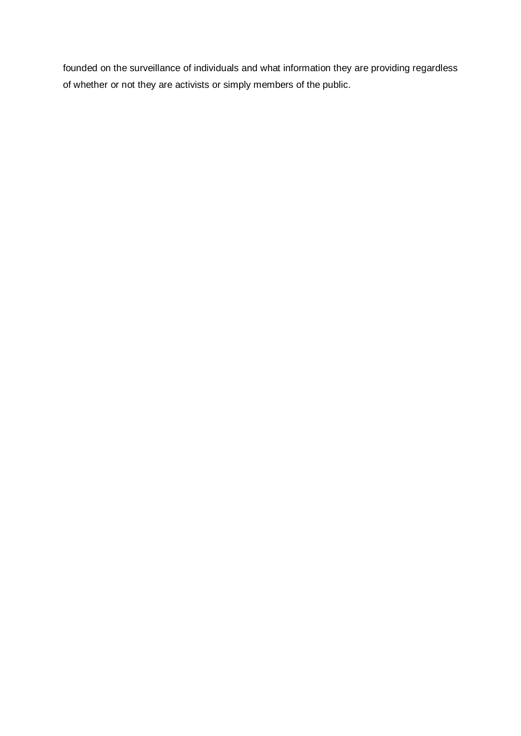founded on the surveillance of individuals and what information they are providing regardless of whether or not they are activists or simply members of the public.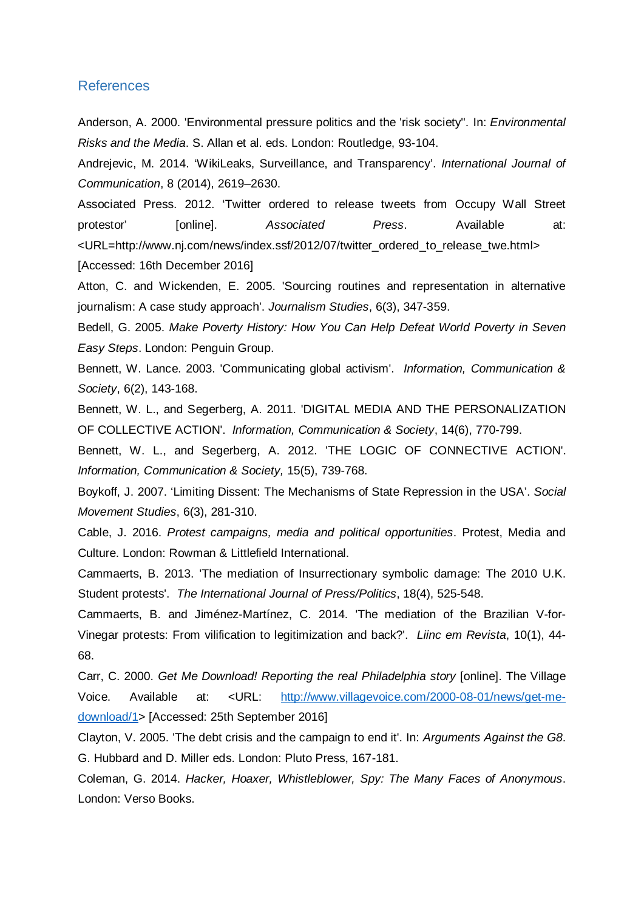## References

Anderson, A. 2000. 'Environmental pressure politics and the 'risk society''. In: *Environmental Risks and the Media*. S. Allan et al. eds. London: Routledge, 93-104.

Andrejevic, M. 2014. 'WikiLeaks, Surveillance, and Transparency'. *International Journal of Communication*, 8 (2014), 2619–2630.

Associated Press. 2012. 'Twitter ordered to release tweets from Occupy Wall Street protestor' [online]. *Associated Press*. Available at: <URL=http://www.nj.com/news/index.ssf/2012/07/twitter_ordered_to_release_twe.html> [Accessed: 16th December 2016]

Atton, C. and Wickenden, E. 2005. 'Sourcing routines and representation in alternative journalism: A case study approach'. *Journalism Studies*, 6(3), 347-359.

Bedell, G. 2005. *Make Poverty History: How You Can Help Defeat World Poverty in Seven Easy Steps*. London: Penguin Group.

Bennett, W. Lance. 2003. 'Communicating global activism'. *Information, Communication & Society*, 6(2), 143-168.

Bennett, W. L., and Segerberg, A. 2011. 'DIGITAL MEDIA AND THE PERSONALIZATION OF COLLECTIVE ACTION'. *Information, Communication & Society*, 14(6), 770-799.

Bennett, W. L., and Segerberg, A. 2012. 'THE LOGIC OF CONNECTIVE ACTION'. *Information, Communication & Society,* 15(5), 739-768.

Boykoff, J. 2007. 'Limiting Dissent: The Mechanisms of State Repression in the USA'. *Social Movement Studies*, 6(3), 281-310.

Cable, J. 2016. *Protest campaigns, media and political opportunities*. Protest, Media and Culture. London: Rowman & Littlefield International.

Cammaerts, B. 2013. 'The mediation of Insurrectionary symbolic damage: The 2010 U.K. Student protests'. *The International Journal of Press/Politics*, 18(4), 525-548.

Cammaerts, B. and Jiménez-Martínez, C. 2014. 'The mediation of the Brazilian V-for-Vinegar protests: From vilification to legitimization and back?'. *Liinc em Revista*, 10(1), 44-68.

Carr, C. 2000. *Get Me Download! Reporting the real Philadelphia story* [online]. The Village Voice. Available at: <URL: http://www.villagevoice.com/2000-08-01/news/get-me-download/1> [Accessed: 25th September 2016]

Clayton, V. 2005. 'The debt crisis and the campaign to end it'. In: *Arguments Against the G8*. G. Hubbard and D. Miller eds. London: Pluto Press, 167-181.

Coleman, G. 2014. *Hacker, Hoaxer, Whistleblower, Spy: The Many Faces of Anonymous*. London: Verso Books.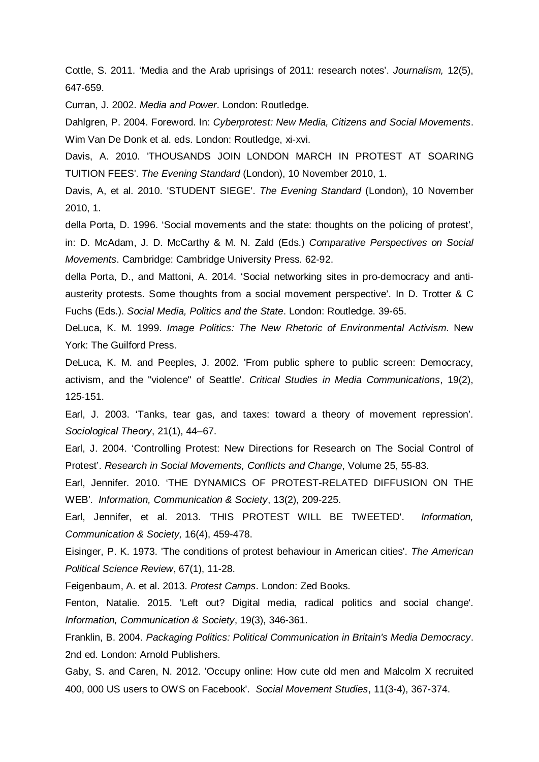Cottle, S. 2011. ‘Media and the Arab uprisings of 2011: research notes’. *Journalism,* 12(5), 647-659.

Curran, J. 2002. *Media and Power*. London: Routledge.

Dahlgren, P. 2004. Foreword. In: *Cyberprotest: New Media, Citizens and Social Movements*. Wim Van De Donk et al. eds. London: Routledge, xi-xvi.

Davis, A. 2010. 'THOUSANDS JOIN LONDON MARCH IN PROTEST AT SOARING TUITION FEES'. *The Evening Standard* (London), 10 November 2010, 1.

Davis, A, et al. 2010. 'STUDENT SIEGE'. *The Evening Standard* (London), 10 November 2010, 1.

della Porta, D. 1996. ‘Social movements and the state: thoughts on the policing of protest’, in: D. McAdam, J. D. McCarthy & M. N. Zald (Eds.) *Comparative Perspectives on Social Movements*. Cambridge: Cambridge University Press. 62-92.

della Porta, D., and Mattoni, A. 2014. ‘Social networking sites in pro-democracy and anti-austerity protests. Some thoughts from a social movement perspective’. In D. Trotter & C Fuchs (Eds.). *Social Media, Politics and the State*. London: Routledge. 39-65.

DeLuca, K. M. 1999. *Image Politics: The New Rhetoric of Environmental Activism*. New York: The Guilford Press.

DeLuca, K. M. and Peeples, J. 2002. 'From public sphere to public screen: Democracy, activism, and the "violence" of Seattle'. *Critical Studies in Media Communications*, 19(2), 125-151.

Earl, J. 2003. ‘Tanks, tear gas, and taxes: toward a theory of movement repression’. *Sociological Theory*, 21(1), 44–67.

Earl, J. 2004. ‘Controlling Protest: New Directions for Research on The Social Control of Protest’. *Research in Social Movements, Conflicts and Change*, Volume 25, 55-83.

Earl, Jennifer. 2010. ‘THE DYNAMICS OF PROTEST-RELATED DIFFUSION ON THE WEB’. *Information, Communication & Society*, 13(2), 209-225.

Earl, Jennifer, et al. 2013. 'THIS PROTEST WILL BE TWEETED'. *Information, Communication & Society,* 16(4), 459-478.

Eisinger, P. K. 1973. 'The conditions of protest behaviour in American cities'. *The American Political Science Review*, 67(1), 11-28.

Feigenbaum, A. et al. 2013. *Protest Camps*. London: Zed Books.

Fenton, Natalie. 2015. 'Left out? Digital media, radical politics and social change'. *Information, Communication & Society*, 19(3), 346-361.

Franklin, B. 2004. *Packaging Politics: Political Communication in Britain's Media Democracy*. 2nd ed. London: Arnold Publishers.

Gaby, S. and Caren, N. 2012. 'Occupy online: How cute old men and Malcolm X recruited 400, 000 US users to OWS on Facebook'. *Social Movement Studies*, 11(3-4), 367-374.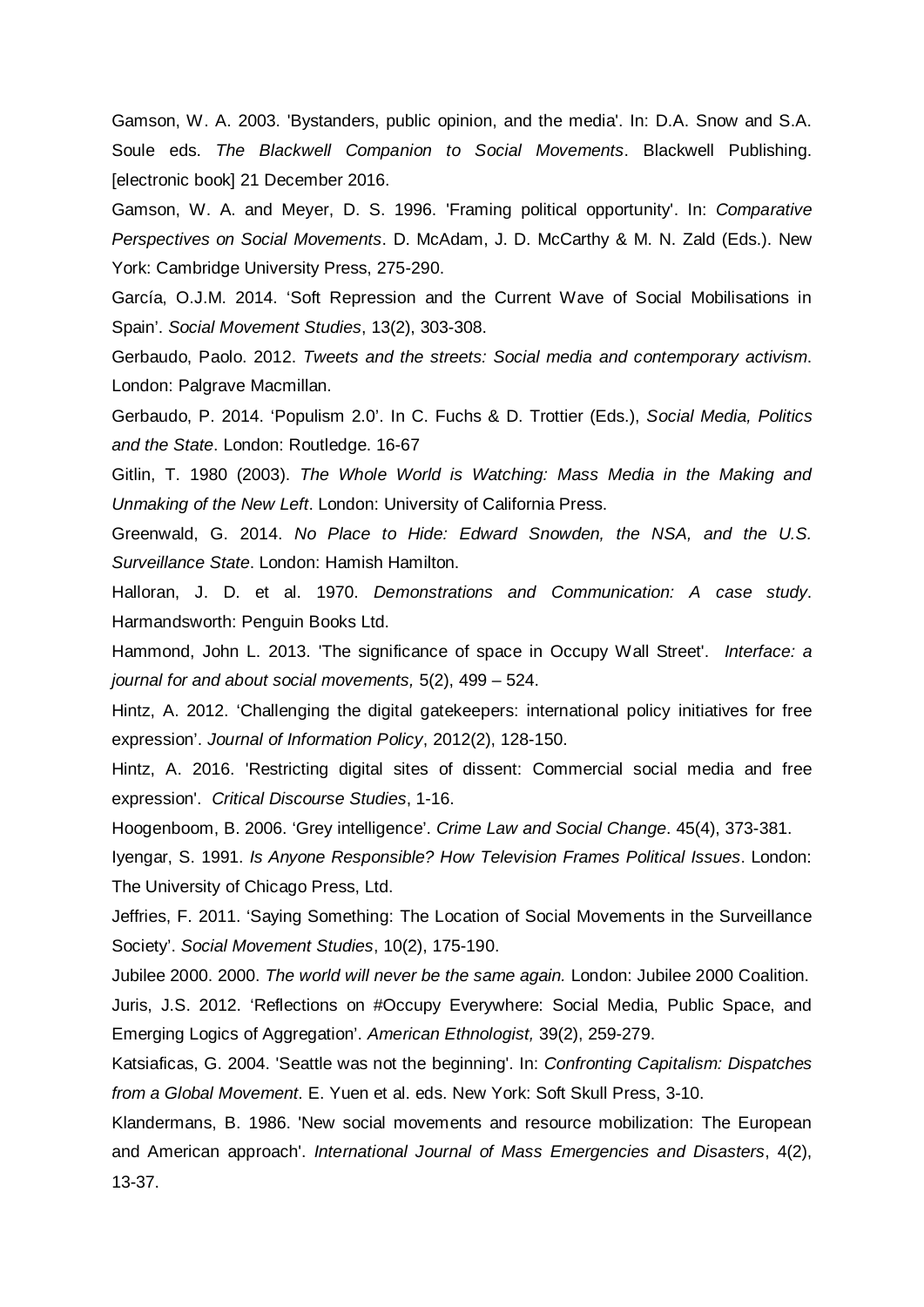Gamson, W. A. 2003. 'Bystanders, public opinion, and the media'. In: D.A. Snow and S.A. Soule eds. *The Blackwell Companion to Social Movements*. Blackwell Publishing. [electronic book] 21 December 2016.

Gamson, W. A. and Meyer, D. S. 1996. 'Framing political opportunity'. In: *Comparative Perspectives on Social Movements*. D. McAdam, J. D. McCarthy & M. N. Zald (Eds.). New York: Cambridge University Press, 275-290.

García, O.J.M. 2014. 'Soft Repression and the Current Wave of Social Mobilisations in Spain'. *Social Movement Studies*, 13(2), 303-308.

Gerbaudo, Paolo. 2012. *Tweets and the streets: Social media and contemporary activism*. London: Palgrave Macmillan.

Gerbaudo, P. 2014. 'Populism 2.0'. In C. Fuchs & D. Trottier (Eds.), *Social Media, Politics and the State*. London: Routledge. 16-67

Gitlin, T. 1980 (2003). *The Whole World is Watching: Mass Media in the Making and Unmaking of the New Left*. London: University of California Press.

Greenwald, G. 2014. *No Place to Hide: Edward Snowden, the NSA, and the U.S. Surveillance State*. London: Hamish Hamilton.

Halloran, J. D. et al. 1970. *Demonstrations and Communication: A case study.* Harmandsworth: Penguin Books Ltd.

Hammond, John L. 2013. 'The significance of space in Occupy Wall Street'. *Interface: a journal for and about social movements,* 5(2), 499 – 524.

Hintz, A. 2012. 'Challenging the digital gatekeepers: international policy initiatives for free expression'. *Journal of Information Policy*, 2012(2), 128-150.

Hintz, A. 2016. 'Restricting digital sites of dissent: Commercial social media and free expression'. *Critical Discourse Studies*, 1-16.

Hoogenboom, B. 2006. 'Grey intelligence'. *Crime Law and Social Change*. 45(4), 373-381.

Iyengar, S. 1991. *Is Anyone Responsible? How Television Frames Political Issues*. London: The University of Chicago Press, Ltd.

Jeffries, F. 2011. 'Saying Something: The Location of Social Movements in the Surveillance Society'. *Social Movement Studies*, 10(2), 175-190.

Jubilee 2000. 2000. *The world will never be the same again.* London: Jubilee 2000 Coalition.

Juris, J.S. 2012. 'Reflections on #Occupy Everywhere: Social Media, Public Space, and Emerging Logics of Aggregation'. *American Ethnologist,* 39(2), 259-279.

Katsiaficas, G. 2004. 'Seattle was not the beginning'. In: *Confronting Capitalism: Dispatches from a Global Movement*. E. Yuen et al. eds. New York: Soft Skull Press, 3-10.

Klandermans, B. 1986. 'New social movements and resource mobilization: The European and American approach'. *International Journal of Mass Emergencies and Disasters*, 4(2), 13-37.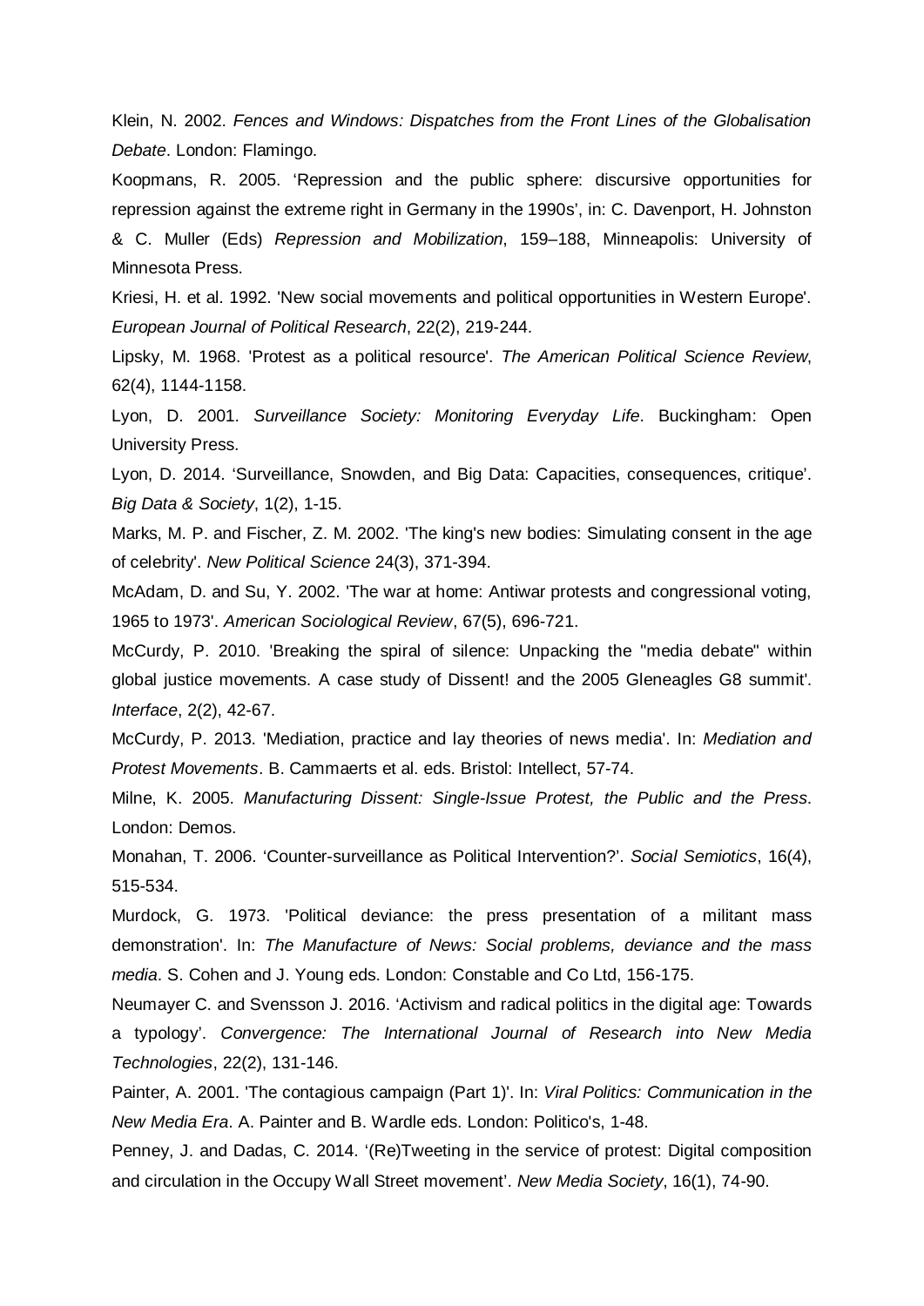Klein, N. 2002. *Fences and Windows: Dispatches from the Front Lines of the Globalisation Debate*. London: Flamingo.

Koopmans, R. 2005. 'Repression and the public sphere: discursive opportunities for repression against the extreme right in Germany in the 1990s', in: C. Davenport, H. Johnston & C. Muller (Eds) *Repression and Mobilization*, 159–188, Minneapolis: University of Minnesota Press.

Kriesi, H. et al. 1992. 'New social movements and political opportunities in Western Europe'. *European Journal of Political Research*, 22(2), 219-244.

Lipsky, M. 1968. 'Protest as a political resource'. *The American Political Science Review*, 62(4), 1144-1158.

Lyon, D. 2001. *Surveillance Society: Monitoring Everyday Life*. Buckingham: Open University Press.

Lyon, D. 2014. 'Surveillance, Snowden, and Big Data: Capacities, consequences, critique'. *Big Data & Society*, 1(2), 1-15.

Marks, M. P. and Fischer, Z. M. 2002. 'The king's new bodies: Simulating consent in the age of celebrity'. *New Political Science* 24(3), 371-394.

McAdam, D. and Su, Y. 2002. 'The war at home: Antiwar protests and congressional voting, 1965 to 1973'. *American Sociological Review*, 67(5), 696-721.

McCurdy, P. 2010. 'Breaking the spiral of silence: Unpacking the "media debate" within global justice movements. A case study of Dissent! and the 2005 Gleneagles G8 summit'. *Interface*, 2(2), 42-67.

McCurdy, P. 2013. 'Mediation, practice and lay theories of news media'. In: *Mediation and Protest Movements*. B. Cammaerts et al. eds. Bristol: Intellect, 57-74.

Milne, K. 2005. *Manufacturing Dissent: Single-Issue Protest, the Public and the Press*. London: Demos.

Monahan, T. 2006. 'Counter-surveillance as Political Intervention?'. *Social Semiotics*, 16(4), 515-534.

Murdock, G. 1973. 'Political deviance: the press presentation of a militant mass demonstration'. In: *The Manufacture of News: Social problems, deviance and the mass media*. S. Cohen and J. Young eds. London: Constable and Co Ltd, 156-175.

Neumayer C. and Svensson J. 2016. 'Activism and radical politics in the digital age: Towards a typology'. *Convergence: The International Journal of Research into New Media Technologies*, 22(2), 131-146.

Painter, A. 2001. 'The contagious campaign (Part 1)'. In: *Viral Politics: Communication in the New Media Era*. A. Painter and B. Wardle eds. London: Politico's, 1-48.

Penney, J. and Dadas, C. 2014. '(Re)Tweeting in the service of protest: Digital composition and circulation in the Occupy Wall Street movement'. *New Media Society*, 16(1), 74-90.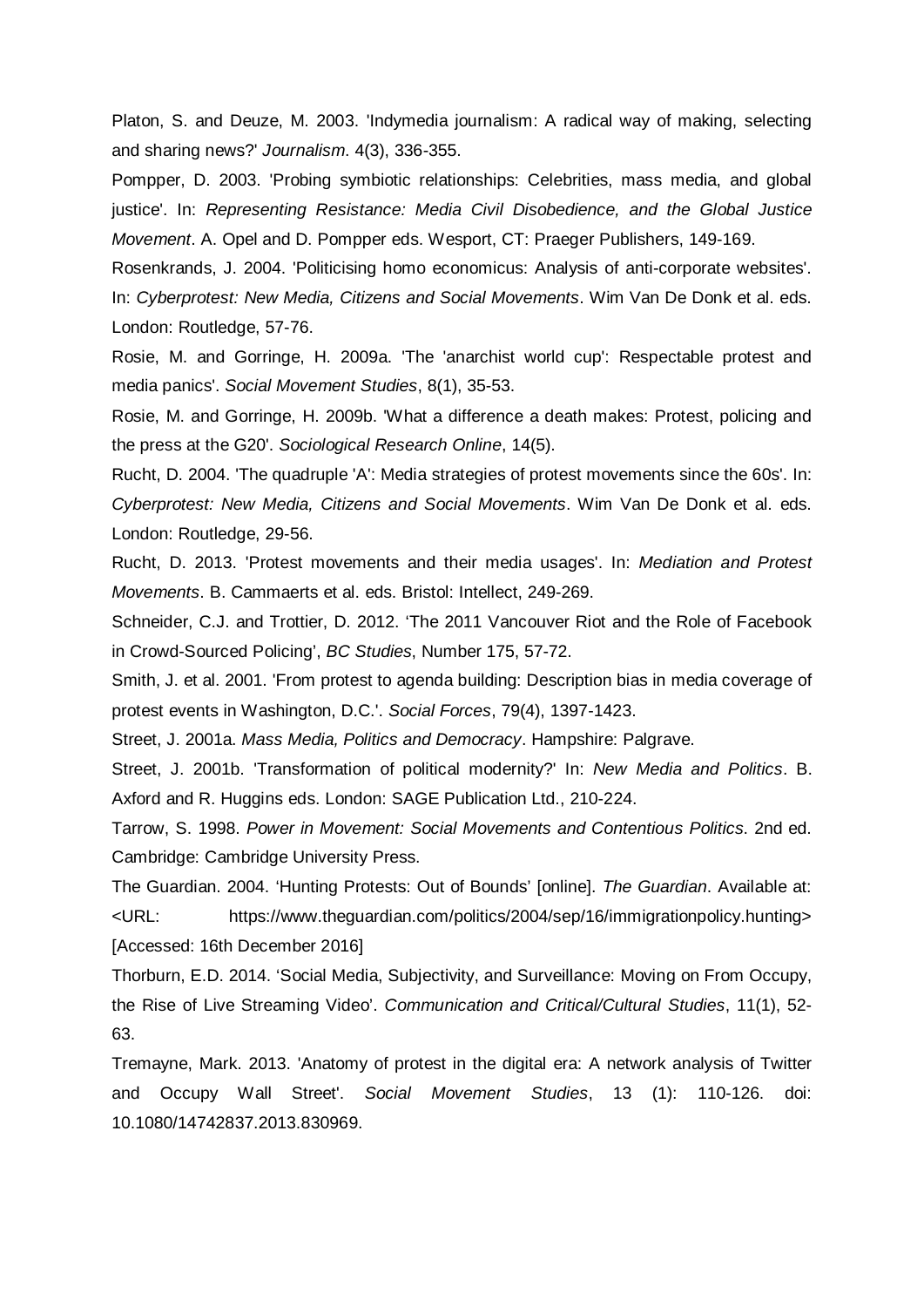Platon, S. and Deuze, M. 2003. 'Indymedia journalism: A radical way of making, selecting and sharing news?' *Journalism*. 4(3), 336-355.

Pompper, D. 2003. 'Probing symbiotic relationships: Celebrities, mass media, and global justice'. In: *Representing Resistance: Media Civil Disobedience, and the Global Justice Movement*. A. Opel and D. Pompper eds. Wesport, CT: Praeger Publishers, 149-169.

Rosenkrands, J. 2004. 'Politicising homo economicus: Analysis of anti-corporate websites'. In: *Cyberprotest: New Media, Citizens and Social Movements*. Wim Van De Donk et al. eds. London: Routledge, 57-76.

Rosie, M. and Gorringe, H. 2009a. 'The 'anarchist world cup': Respectable protest and media panics'. *Social Movement Studies*, 8(1), 35-53.

Rosie, M. and Gorringe, H. 2009b. 'What a difference a death makes: Protest, policing and the press at the G20'. *Sociological Research Online*, 14(5).

Rucht, D. 2004. 'The quadruple 'A': Media strategies of protest movements since the 60s'. In: *Cyberprotest: New Media, Citizens and Social Movements*. Wim Van De Donk et al. eds. London: Routledge, 29-56.

Rucht, D. 2013. 'Protest movements and their media usages'. In: *Mediation and Protest Movements*. B. Cammaerts et al. eds. Bristol: Intellect, 249-269.

Schneider, C.J. and Trottier, D. 2012. 'The 2011 Vancouver Riot and the Role of Facebook in Crowd-Sourced Policing', *BC Studies*, Number 175, 57-72.

Smith, J. et al. 2001. 'From protest to agenda building: Description bias in media coverage of protest events in Washington, D.C.'. *Social Forces*, 79(4), 1397-1423.

Street, J. 2001a. *Mass Media, Politics and Democracy*. Hampshire: Palgrave.

Street, J. 2001b. 'Transformation of political modernity?' In: *New Media and Politics*. B. Axford and R. Huggins eds. London: SAGE Publication Ltd., 210-224.

Tarrow, S. 1998. *Power in Movement: Social Movements and Contentious Politics*. 2nd ed. Cambridge: Cambridge University Press.

The Guardian. 2004. 'Hunting Protests: Out of Bounds' [online]. *The Guardian*. Available at: <URL: https://www.theguardian.com/politics/2004/sep/16/immigrationpolicy.hunting> [Accessed: 16th December 2016]

Thorburn, E.D. 2014. 'Social Media, Subjectivity, and Surveillance: Moving on From Occupy, the Rise of Live Streaming Video'. *Communication and Critical/Cultural Studies*, 11(1), 52-63.

Tremayne, Mark. 2013. 'Anatomy of protest in the digital era: A network analysis of Twitter and Occupy Wall Street'. *Social Movement Studies*, 13 (1): 110-126. doi: 10.1080/14742837.2013.830969.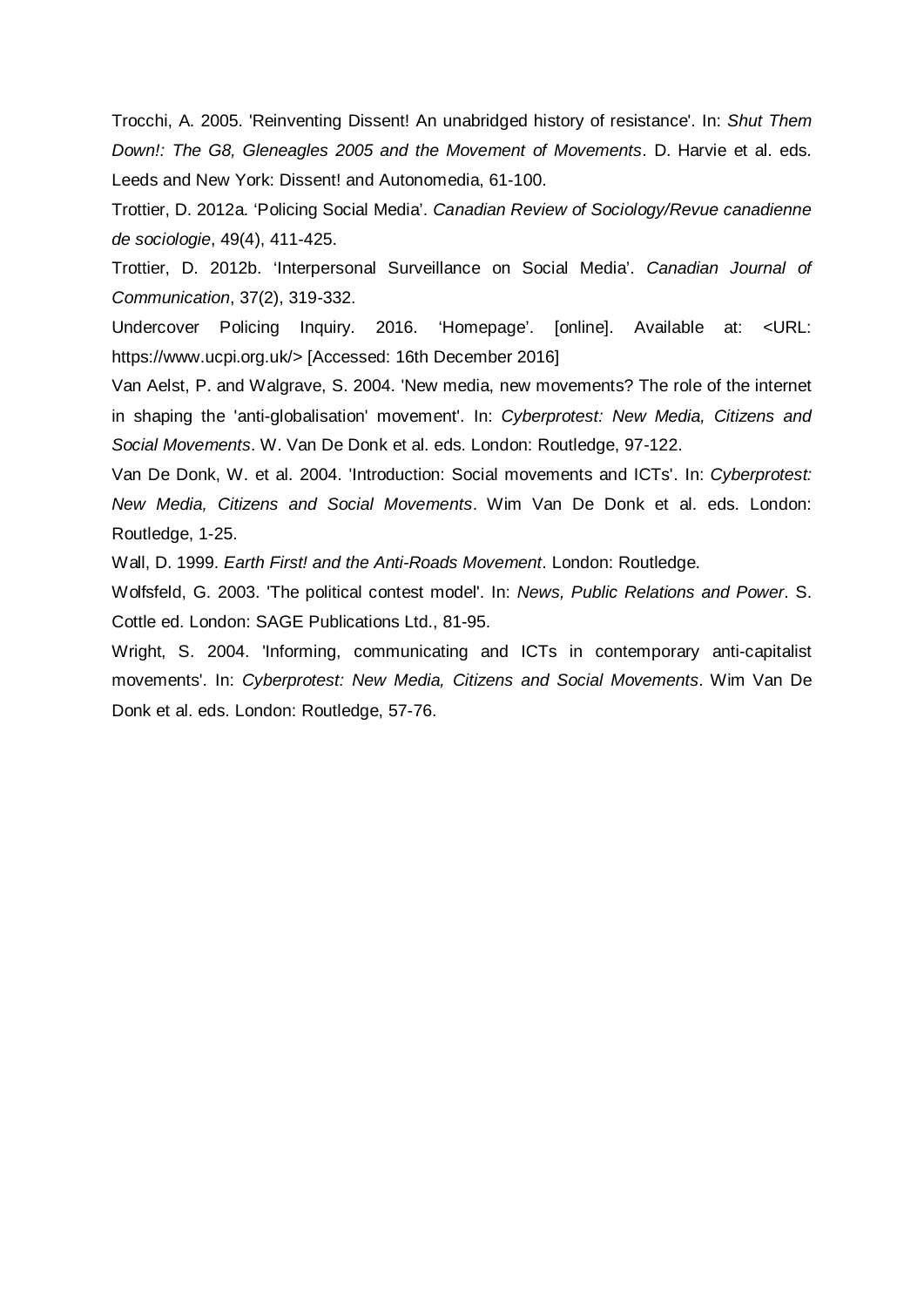Trocchi, A. 2005. 'Reinventing Dissent! An unabridged history of resistance'. In: *Shut Them Down!: The G8, Gleneagles 2005 and the Movement of Movements*. D. Harvie et al. eds. Leeds and New York: Dissent! and Autonomedia, 61-100.

Trottier, D. 2012a. 'Policing Social Media'. *Canadian Review of Sociology/Revue canadienne de sociologie*, 49(4), 411-425.

Trottier, D. 2012b. 'Interpersonal Surveillance on Social Media'. *Canadian Journal of Communication*, 37(2), 319-332.

Undercover Policing Inquiry. 2016. 'Homepage'. [online]. Available at: <URL: https://www.ucpi.org.uk/> [Accessed: 16th December 2016]

Van Aelst, P. and Walgrave, S. 2004. 'New media, new movements? The role of the internet in shaping the 'anti-globalisation' movement'. In: *Cyberprotest: New Media, Citizens and Social Movements*. W. Van De Donk et al. eds. London: Routledge, 97-122.

Van De Donk, W. et al. 2004. 'Introduction: Social movements and ICTs'. In: *Cyberprotest: New Media, Citizens and Social Movements*. Wim Van De Donk et al. eds. London: Routledge, 1-25.

Wall, D. 1999. *Earth First! and the Anti-Roads Movement*. London: Routledge.

Wolfsfeld, G. 2003. 'The political contest model'. In: *News, Public Relations and Power*. S. Cottle ed. London: SAGE Publications Ltd., 81-95.

Wright, S. 2004. 'Informing, communicating and ICTs in contemporary anti-capitalist movements'. In: *Cyberprotest: New Media, Citizens and Social Movements*. Wim Van De Donk et al. eds. London: Routledge, 57-76.